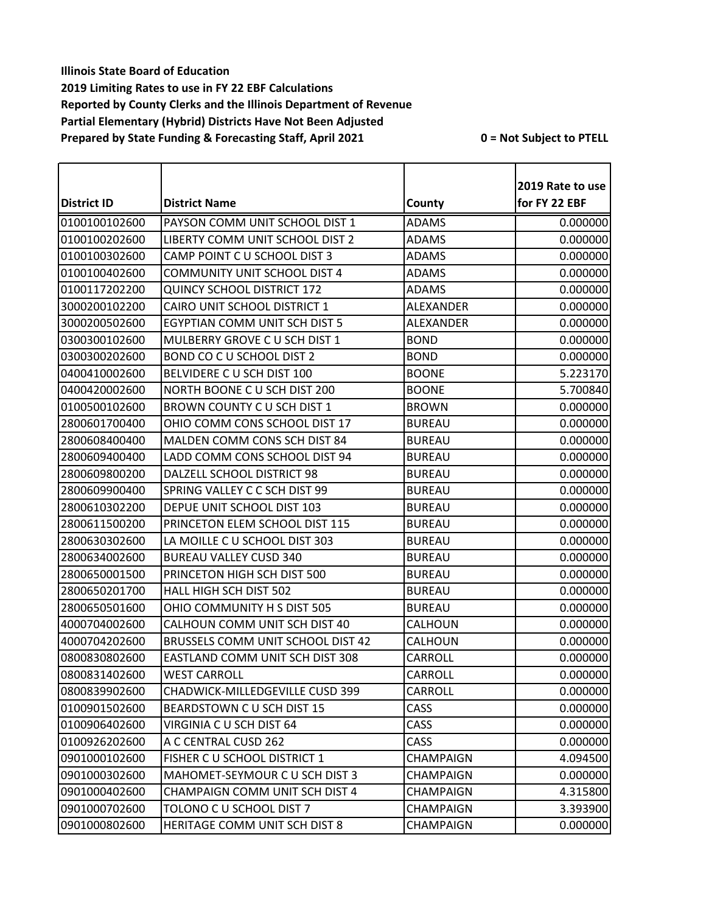**Illinois State Board of Education**
**2019 Limiting Rates to use in FY 22 EBF Calculations**
**Reported by County Clerks and the Illinois Department of Revenue**
**Partial Elementary (Hybrid) Districts Have Not Been Adjusted**
**Prepared by State Funding & Forecasting Staff, April 2021**

**0 = Not Subject to PTELL**

| District ID | District Name | County | 2019 Rate to use for FY 22 EBF |
|---|---|---|---|
| 0100100102600 | PAYSON COMM UNIT SCHOOL DIST 1 | ADAMS | 0.000000 |
| 0100100202600 | LIBERTY COMM UNIT SCHOOL DIST 2 | ADAMS | 0.000000 |
| 0100100302600 | CAMP POINT C U SCHOOL DIST 3 | ADAMS | 0.000000 |
| 0100100402600 | COMMUNITY UNIT SCHOOL DIST 4 | ADAMS | 0.000000 |
| 0100117202200 | QUINCY SCHOOL DISTRICT 172 | ADAMS | 0.000000 |
| 3000200102200 | CAIRO UNIT SCHOOL DISTRICT 1 | ALEXANDER | 0.000000 |
| 3000200502600 | EGYPTIAN COMM UNIT SCH DIST 5 | ALEXANDER | 0.000000 |
| 0300300102600 | MULBERRY GROVE C U SCH DIST 1 | BOND | 0.000000 |
| 0300300202600 | BOND CO C U SCHOOL DIST 2 | BOND | 0.000000 |
| 0400410002600 | BELVIDERE C U SCH DIST 100 | BOONE | 5.223170 |
| 0400420002600 | NORTH BOONE C U SCH DIST 200 | BOONE | 5.700840 |
| 0100500102600 | BROWN COUNTY C U SCH DIST 1 | BROWN | 0.000000 |
| 2800601700400 | OHIO COMM CONS SCHOOL DIST 17 | BUREAU | 0.000000 |
| 2800608400400 | MALDEN COMM CONS SCH DIST 84 | BUREAU | 0.000000 |
| 2800609400400 | LADD COMM CONS SCHOOL DIST 94 | BUREAU | 0.000000 |
| 2800609800200 | DALZELL SCHOOL DISTRICT 98 | BUREAU | 0.000000 |
| 2800609900400 | SPRING VALLEY C C SCH DIST 99 | BUREAU | 0.000000 |
| 2800610302200 | DEPUE UNIT SCHOOL DIST 103 | BUREAU | 0.000000 |
| 2800611500200 | PRINCETON ELEM SCHOOL DIST 115 | BUREAU | 0.000000 |
| 2800630302600 | LA MOILLE C U SCHOOL DIST 303 | BUREAU | 0.000000 |
| 2800634002600 | BUREAU VALLEY CUSD 340 | BUREAU | 0.000000 |
| 2800650001500 | PRINCETON HIGH SCH DIST 500 | BUREAU | 0.000000 |
| 2800650201700 | HALL HIGH SCH DIST 502 | BUREAU | 0.000000 |
| 2800650501600 | OHIO COMMUNITY H S DIST 505 | BUREAU | 0.000000 |
| 4000704002600 | CALHOUN COMM UNIT SCH DIST 40 | CALHOUN | 0.000000 |
| 4000704202600 | BRUSSELS COMM UNIT SCHOOL DIST 42 | CALHOUN | 0.000000 |
| 0800830802600 | EASTLAND COMM UNIT SCH DIST 308 | CARROLL | 0.000000 |
| 0800831402600 | WEST CARROLL | CARROLL | 0.000000 |
| 0800839902600 | CHADWICK-MILLEDGEVILLE CUSD 399 | CARROLL | 0.000000 |
| 0100901502600 | BEARDSTOWN C U SCH DIST 15 | CASS | 0.000000 |
| 0100906402600 | VIRGINIA C U SCH DIST 64 | CASS | 0.000000 |
| 0100926202600 | A C CENTRAL CUSD 262 | CASS | 0.000000 |
| 0901000102600 | FISHER C U SCHOOL DISTRICT 1 | CHAMPAIGN | 4.094500 |
| 0901000302600 | MAHOMET-SEYMOUR C U SCH DIST 3 | CHAMPAIGN | 0.000000 |
| 0901000402600 | CHAMPAIGN COMM UNIT SCH DIST 4 | CHAMPAIGN | 4.315800 |
| 0901000702600 | TOLONO C U SCHOOL DIST 7 | CHAMPAIGN | 3.393900 |
| 0901000802600 | HERITAGE COMM UNIT SCH DIST 8 | CHAMPAIGN | 0.000000 |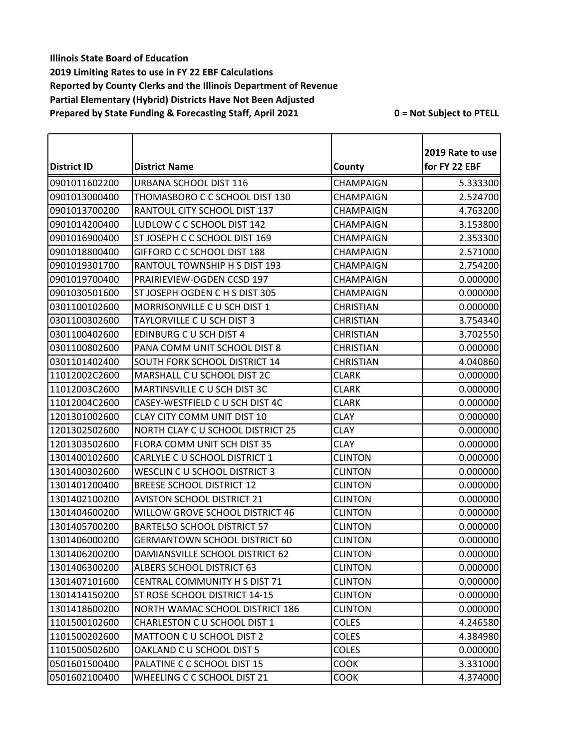**Illinois State Board of Education**
**2019 Limiting Rates to use in FY 22 EBF Calculations**
**Reported by County Clerks and the Illinois Department of Revenue**
**Partial Elementary (Hybrid) Districts Have Not Been Adjusted**
**Prepared by State Funding & Forecasting Staff, April 2021**

**0 = Not Subject to PTELL**

| District ID | District Name | County | 2019 Rate to use for FY 22 EBF |
|---|---|---|---|
| 0901011602200 | URBANA SCHOOL DIST 116 | CHAMPAIGN | 5.333300 |
| 0901013000400 | THOMASBORO C C SCHOOL DIST 130 | CHAMPAIGN | 2.524700 |
| 0901013700200 | RANTOUL CITY SCHOOL DIST 137 | CHAMPAIGN | 4.763200 |
| 0901014200400 | LUDLOW C C SCHOOL DIST 142 | CHAMPAIGN | 3.153800 |
| 0901016900400 | ST JOSEPH C C SCHOOL DIST 169 | CHAMPAIGN | 2.353300 |
| 0901018800400 | GIFFORD C C SCHOOL DIST 188 | CHAMPAIGN | 2.571000 |
| 0901019301700 | RANTOUL TOWNSHIP H S DIST 193 | CHAMPAIGN | 2.754200 |
| 0901019700400 | PRAIRIEVIEW-OGDEN CCSD 197 | CHAMPAIGN | 0.000000 |
| 0901030501600 | ST JOSEPH OGDEN C H S DIST 305 | CHAMPAIGN | 0.000000 |
| 0301100102600 | MORRISONVILLE C U SCH DIST 1 | CHRISTIAN | 0.000000 |
| 0301100302600 | TAYLORVILLE C U SCH DIST 3 | CHRISTIAN | 3.754340 |
| 0301100402600 | EDINBURG C U SCH DIST 4 | CHRISTIAN | 3.702550 |
| 0301100802600 | PANA COMM UNIT SCHOOL DIST 8 | CHRISTIAN | 0.000000 |
| 0301101402400 | SOUTH FORK SCHOOL DISTRICT 14 | CHRISTIAN | 4.040860 |
| 11012002C2600 | MARSHALL C U SCHOOL DIST 2C | CLARK | 0.000000 |
| 11012003C2600 | MARTINSVILLE C U SCH DIST 3C | CLARK | 0.000000 |
| 11012004C2600 | CASEY-WESTFIELD C U SCH DIST 4C | CLARK | 0.000000 |
| 1201301002600 | CLAY CITY COMM UNIT DIST 10 | CLAY | 0.000000 |
| 1201302502600 | NORTH CLAY C U SCHOOL DISTRICT 25 | CLAY | 0.000000 |
| 1201303502600 | FLORA COMM UNIT SCH DIST 35 | CLAY | 0.000000 |
| 1301400102600 | CARLYLE C U SCHOOL DISTRICT 1 | CLINTON | 0.000000 |
| 1301400302600 | WESCLIN C U SCHOOL DISTRICT 3 | CLINTON | 0.000000 |
| 1301401200400 | BREESE SCHOOL DISTRICT 12 | CLINTON | 0.000000 |
| 1301402100200 | AVISTON SCHOOL DISTRICT 21 | CLINTON | 0.000000 |
| 1301404600200 | WILLOW GROVE SCHOOL DISTRICT 46 | CLINTON | 0.000000 |
| 1301405700200 | BARTELSO SCHOOL DISTRICT 57 | CLINTON | 0.000000 |
| 1301406000200 | GERMANTOWN SCHOOL DISTRICT 60 | CLINTON | 0.000000 |
| 1301406200200 | DAMIANSVILLE SCHOOL DISTRICT 62 | CLINTON | 0.000000 |
| 1301406300200 | ALBERS SCHOOL DISTRICT 63 | CLINTON | 0.000000 |
| 1301407101600 | CENTRAL COMMUNITY H S DIST 71 | CLINTON | 0.000000 |
| 1301414150200 | ST ROSE SCHOOL DISTRICT 14-15 | CLINTON | 0.000000 |
| 1301418600200 | NORTH WAMAC SCHOOL DISTRICT 186 | CLINTON | 0.000000 |
| 1101500102600 | CHARLESTON C U SCHOOL DIST 1 | COLES | 4.246580 |
| 1101500202600 | MATTOON C U SCHOOL DIST 2 | COLES | 4.384980 |
| 1101500502600 | OAKLAND C U SCHOOL DIST 5 | COLES | 0.000000 |
| 0501601500400 | PALATINE C C SCHOOL DIST 15 | COOK | 3.331000 |
| 0501602100400 | WHEELING C C SCHOOL DIST 21 | COOK | 4.374000 |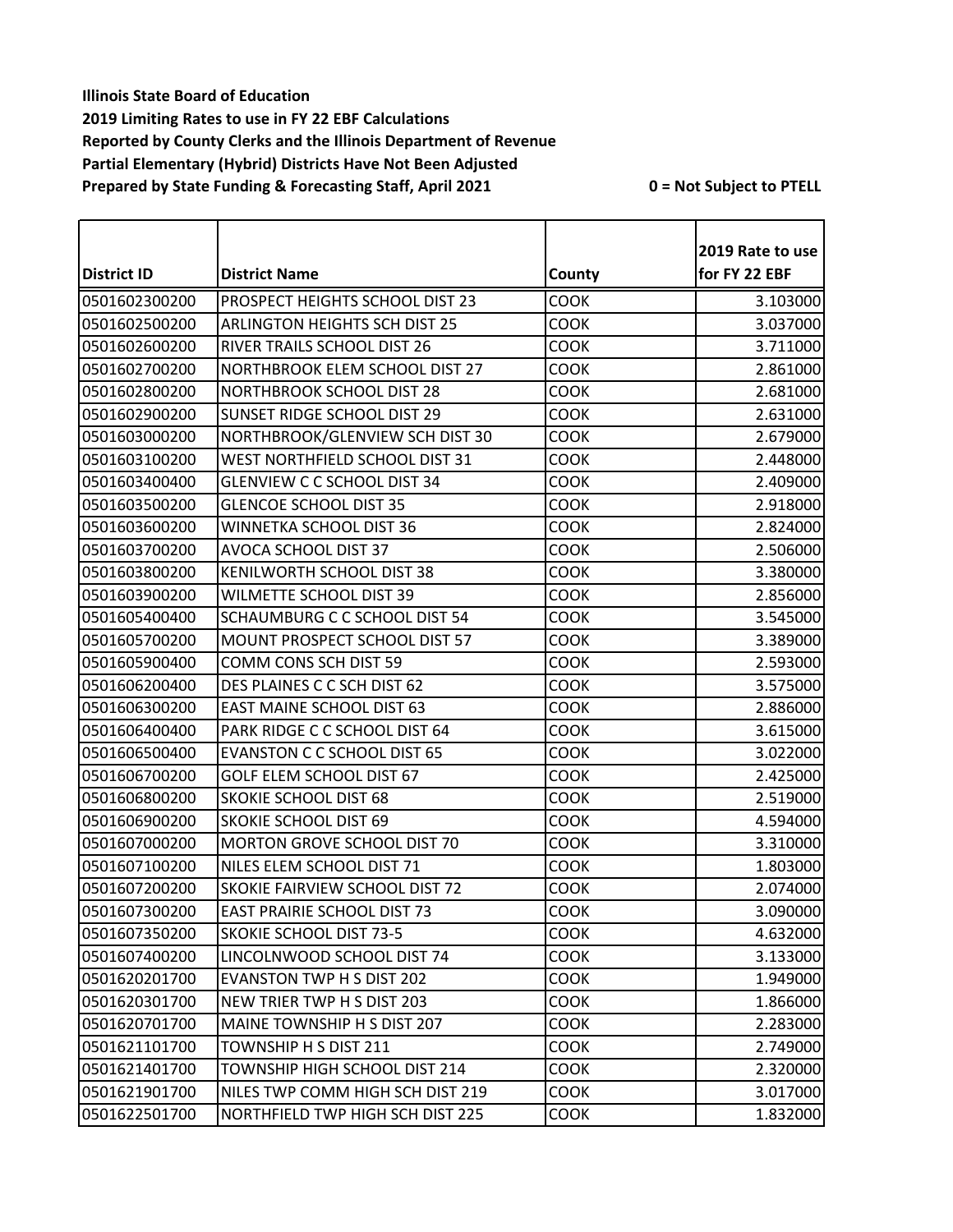**Illinois State Board of Education**
**2019 Limiting Rates to use in FY 22 EBF Calculations**
**Reported by County Clerks and the Illinois Department of Revenue**
**Partial Elementary (Hybrid) Districts Have Not Been Adjusted**
**Prepared by State Funding & Forecasting Staff, April 2021** **0 = Not Subject to PTELL**

| District ID | District Name | County | 2019 Rate to use for FY 22 EBF |
|---|---|---|---|
| 0501602300200 | PROSPECT HEIGHTS SCHOOL DIST 23 | COOK | 3.103000 |
| 0501602500200 | ARLINGTON HEIGHTS SCH DIST 25 | COOK | 3.037000 |
| 0501602600200 | RIVER TRAILS SCHOOL DIST 26 | COOK | 3.711000 |
| 0501602700200 | NORTHBROOK ELEM SCHOOL DIST 27 | COOK | 2.861000 |
| 0501602800200 | NORTHBROOK SCHOOL DIST 28 | COOK | 2.681000 |
| 0501602900200 | SUNSET RIDGE SCHOOL DIST 29 | COOK | 2.631000 |
| 0501603000200 | NORTHBROOK/GLENVIEW SCH DIST 30 | COOK | 2.679000 |
| 0501603100200 | WEST NORTHFIELD SCHOOL DIST 31 | COOK | 2.448000 |
| 0501603400400 | GLENVIEW C C SCHOOL DIST 34 | COOK | 2.409000 |
| 0501603500200 | GLENCOE SCHOOL DIST 35 | COOK | 2.918000 |
| 0501603600200 | WINNETKA SCHOOL DIST 36 | COOK | 2.824000 |
| 0501603700200 | AVOCA SCHOOL DIST 37 | COOK | 2.506000 |
| 0501603800200 | KENILWORTH SCHOOL DIST 38 | COOK | 3.380000 |
| 0501603900200 | WILMETTE SCHOOL DIST 39 | COOK | 2.856000 |
| 0501605400400 | SCHAUMBURG C C SCHOOL DIST 54 | COOK | 3.545000 |
| 0501605700200 | MOUNT PROSPECT SCHOOL DIST 57 | COOK | 3.389000 |
| 0501605900400 | COMM CONS SCH DIST 59 | COOK | 2.593000 |
| 0501606200400 | DES PLAINES C C SCH DIST 62 | COOK | 3.575000 |
| 0501606300200 | EAST MAINE SCHOOL DIST 63 | COOK | 2.886000 |
| 0501606400400 | PARK RIDGE C C SCHOOL DIST 64 | COOK | 3.615000 |
| 0501606500400 | EVANSTON C C SCHOOL DIST 65 | COOK | 3.022000 |
| 0501606700200 | GOLF ELEM SCHOOL DIST 67 | COOK | 2.425000 |
| 0501606800200 | SKOKIE SCHOOL DIST 68 | COOK | 2.519000 |
| 0501606900200 | SKOKIE SCHOOL DIST 69 | COOK | 4.594000 |
| 0501607000200 | MORTON GROVE SCHOOL DIST 70 | COOK | 3.310000 |
| 0501607100200 | NILES ELEM SCHOOL DIST 71 | COOK | 1.803000 |
| 0501607200200 | SKOKIE FAIRVIEW SCHOOL DIST 72 | COOK | 2.074000 |
| 0501607300200 | EAST PRAIRIE SCHOOL DIST 73 | COOK | 3.090000 |
| 0501607350200 | SKOKIE SCHOOL DIST 73-5 | COOK | 4.632000 |
| 0501607400200 | LINCOLNWOOD SCHOOL DIST 74 | COOK | 3.133000 |
| 0501620201700 | EVANSTON TWP H S DIST 202 | COOK | 1.949000 |
| 0501620301700 | NEW TRIER TWP H S DIST 203 | COOK | 1.866000 |
| 0501620701700 | MAINE TOWNSHIP H S DIST 207 | COOK | 2.283000 |
| 0501621101700 | TOWNSHIP H S DIST 211 | COOK | 2.749000 |
| 0501621401700 | TOWNSHIP HIGH SCHOOL DIST 214 | COOK | 2.320000 |
| 0501621901700 | NILES TWP COMM HIGH SCH DIST 219 | COOK | 3.017000 |
| 0501622501700 | NORTHFIELD TWP HIGH SCH DIST 225 | COOK | 1.832000 |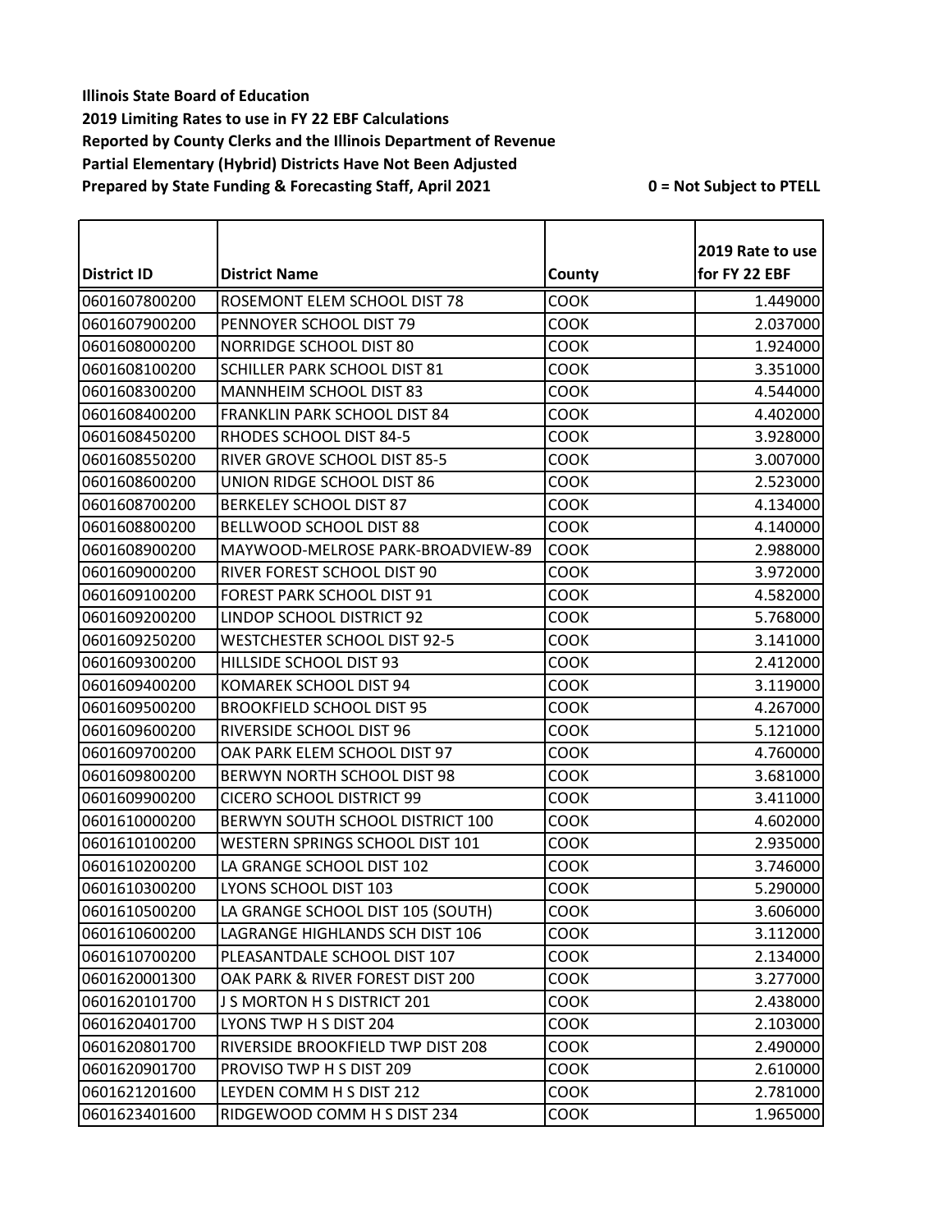**Illinois State Board of Education**
**2019 Limiting Rates to use in FY 22 EBF Calculations**
**Reported by County Clerks and the Illinois Department of Revenue**
**Partial Elementary (Hybrid) Districts Have Not Been Adjusted**
**Prepared by State Funding & Forecasting Staff, April 2021** **0 = Not Subject to PTELL**

| District ID | District Name | County | 2019 Rate to use for FY 22 EBF |
|---|---|---|---|
| 0601607800200 | ROSEMONT ELEM SCHOOL DIST 78 | COOK | 1.449000 |
| 0601607900200 | PENNOYER SCHOOL DIST 79 | COOK | 2.037000 |
| 0601608000200 | NORRIDGE SCHOOL DIST 80 | COOK | 1.924000 |
| 0601608100200 | SCHILLER PARK SCHOOL DIST 81 | COOK | 3.351000 |
| 0601608300200 | MANNHEIM SCHOOL DIST 83 | COOK | 4.544000 |
| 0601608400200 | FRANKLIN PARK SCHOOL DIST 84 | COOK | 4.402000 |
| 0601608450200 | RHODES SCHOOL DIST 84-5 | COOK | 3.928000 |
| 0601608550200 | RIVER GROVE SCHOOL DIST 85-5 | COOK | 3.007000 |
| 0601608600200 | UNION RIDGE SCHOOL DIST 86 | COOK | 2.523000 |
| 0601608700200 | BERKELEY SCHOOL DIST 87 | COOK | 4.134000 |
| 0601608800200 | BELLWOOD SCHOOL DIST 88 | COOK | 4.140000 |
| 0601608900200 | MAYWOOD-MELROSE PARK-BROADVIEW-89 | COOK | 2.988000 |
| 0601609000200 | RIVER FOREST SCHOOL DIST 90 | COOK | 3.972000 |
| 0601609100200 | FOREST PARK SCHOOL DIST 91 | COOK | 4.582000 |
| 0601609200200 | LINDOP SCHOOL DISTRICT 92 | COOK | 5.768000 |
| 0601609250200 | WESTCHESTER SCHOOL DIST 92-5 | COOK | 3.141000 |
| 0601609300200 | HILLSIDE SCHOOL DIST 93 | COOK | 2.412000 |
| 0601609400200 | KOMAREK SCHOOL DIST 94 | COOK | 3.119000 |
| 0601609500200 | BROOKFIELD SCHOOL DIST 95 | COOK | 4.267000 |
| 0601609600200 | RIVERSIDE SCHOOL DIST 96 | COOK | 5.121000 |
| 0601609700200 | OAK PARK ELEM SCHOOL DIST 97 | COOK | 4.760000 |
| 0601609800200 | BERWYN NORTH SCHOOL DIST 98 | COOK | 3.681000 |
| 0601609900200 | CICERO SCHOOL DISTRICT 99 | COOK | 3.411000 |
| 0601610000200 | BERWYN SOUTH SCHOOL DISTRICT 100 | COOK | 4.602000 |
| 0601610100200 | WESTERN SPRINGS SCHOOL DIST 101 | COOK | 2.935000 |
| 0601610200200 | LA GRANGE SCHOOL DIST 102 | COOK | 3.746000 |
| 0601610300200 | LYONS SCHOOL DIST 103 | COOK | 5.290000 |
| 0601610500200 | LA GRANGE SCHOOL DIST 105 (SOUTH) | COOK | 3.606000 |
| 0601610600200 | LAGRANGE HIGHLANDS SCH DIST 106 | COOK | 3.112000 |
| 0601610700200 | PLEASANTDALE SCHOOL DIST 107 | COOK | 2.134000 |
| 0601620001300 | OAK PARK & RIVER FOREST DIST 200 | COOK | 3.277000 |
| 0601620101700 | J S MORTON H S DISTRICT 201 | COOK | 2.438000 |
| 0601620401700 | LYONS TWP H S DIST 204 | COOK | 2.103000 |
| 0601620801700 | RIVERSIDE BROOKFIELD TWP DIST 208 | COOK | 2.490000 |
| 0601620901700 | PROVISO TWP H S DIST 209 | COOK | 2.610000 |
| 0601621201600 | LEYDEN COMM H S DIST 212 | COOK | 2.781000 |
| 0601623401600 | RIDGEWOOD COMM H S DIST 234 | COOK | 1.965000 |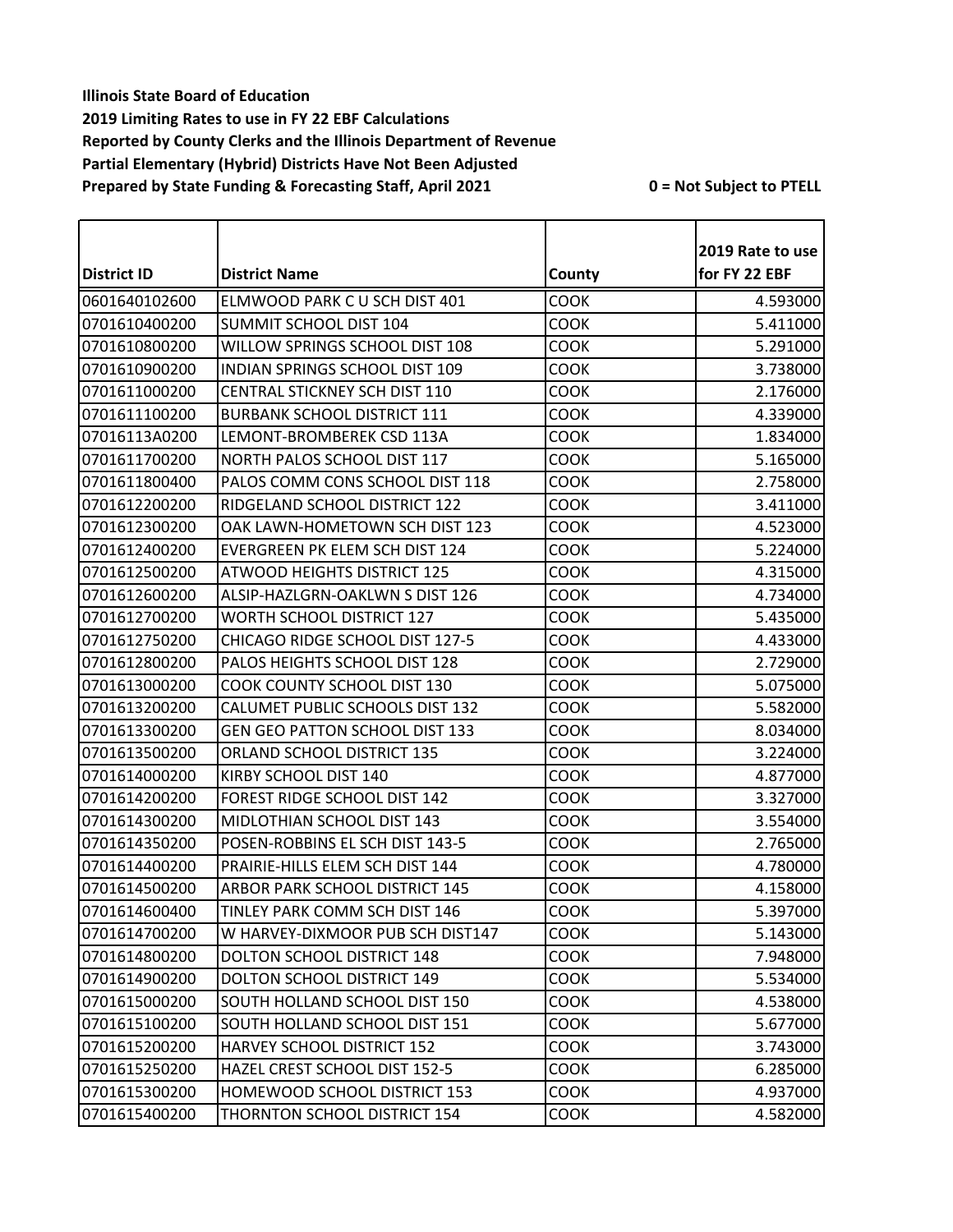**Illinois State Board of Education**
**2019 Limiting Rates to use in FY 22 EBF Calculations**
**Reported by County Clerks and the Illinois Department of Revenue**
**Partial Elementary (Hybrid) Districts Have Not Been Adjusted**
**Prepared by State Funding & Forecasting Staff, April 2021**

**0 = Not Subject to PTELL**

| District ID | District Name | County | 2019 Rate to use for FY 22 EBF |
|---|---|---|---|
| 0601640102600 | ELMWOOD PARK C U SCH DIST 401 | COOK | 4.593000 |
| 0701610400200 | SUMMIT SCHOOL DIST 104 | COOK | 5.411000 |
| 0701610800200 | WILLOW SPRINGS SCHOOL DIST 108 | COOK | 5.291000 |
| 0701610900200 | INDIAN SPRINGS SCHOOL DIST 109 | COOK | 3.738000 |
| 0701611000200 | CENTRAL STICKNEY SCH DIST 110 | COOK | 2.176000 |
| 0701611100200 | BURBANK SCHOOL DISTRICT 111 | COOK | 4.339000 |
| 07016113A0200 | LEMONT-BROMBEREK CSD 113A | COOK | 1.834000 |
| 0701611700200 | NORTH PALOS SCHOOL DIST 117 | COOK | 5.165000 |
| 0701611800400 | PALOS COMM CONS SCHOOL DIST 118 | COOK | 2.758000 |
| 0701612200200 | RIDGELAND SCHOOL DISTRICT 122 | COOK | 3.411000 |
| 0701612300200 | OAK LAWN-HOMETOWN SCH DIST 123 | COOK | 4.523000 |
| 0701612400200 | EVERGREEN PK ELEM SCH DIST 124 | COOK | 5.224000 |
| 0701612500200 | ATWOOD HEIGHTS DISTRICT 125 | COOK | 4.315000 |
| 0701612600200 | ALSIP-HAZLGRN-OAKLWN S DIST 126 | COOK | 4.734000 |
| 0701612700200 | WORTH SCHOOL DISTRICT 127 | COOK | 5.435000 |
| 0701612750200 | CHICAGO RIDGE SCHOOL DIST 127-5 | COOK | 4.433000 |
| 0701612800200 | PALOS HEIGHTS SCHOOL DIST 128 | COOK | 2.729000 |
| 0701613000200 | COOK COUNTY SCHOOL DIST 130 | COOK | 5.075000 |
| 0701613200200 | CALUMET PUBLIC SCHOOLS DIST 132 | COOK | 5.582000 |
| 0701613300200 | GEN GEO PATTON SCHOOL DIST 133 | COOK | 8.034000 |
| 0701613500200 | ORLAND SCHOOL DISTRICT 135 | COOK | 3.224000 |
| 0701614000200 | KIRBY SCHOOL DIST 140 | COOK | 4.877000 |
| 0701614200200 | FOREST RIDGE SCHOOL DIST 142 | COOK | 3.327000 |
| 0701614300200 | MIDLOTHIAN SCHOOL DIST 143 | COOK | 3.554000 |
| 0701614350200 | POSEN-ROBBINS EL SCH DIST 143-5 | COOK | 2.765000 |
| 0701614400200 | PRAIRIE-HILLS ELEM SCH DIST 144 | COOK | 4.780000 |
| 0701614500200 | ARBOR PARK SCHOOL DISTRICT 145 | COOK | 4.158000 |
| 0701614600400 | TINLEY PARK COMM SCH DIST 146 | COOK | 5.397000 |
| 0701614700200 | W HARVEY-DIXMOOR PUB SCH DIST147 | COOK | 5.143000 |
| 0701614800200 | DOLTON SCHOOL DISTRICT 148 | COOK | 7.948000 |
| 0701614900200 | DOLTON SCHOOL DISTRICT 149 | COOK | 5.534000 |
| 0701615000200 | SOUTH HOLLAND SCHOOL DIST 150 | COOK | 4.538000 |
| 0701615100200 | SOUTH HOLLAND SCHOOL DIST 151 | COOK | 5.677000 |
| 0701615200200 | HARVEY SCHOOL DISTRICT 152 | COOK | 3.743000 |
| 0701615250200 | HAZEL CREST SCHOOL DIST 152-5 | COOK | 6.285000 |
| 0701615300200 | HOMEWOOD SCHOOL DISTRICT 153 | COOK | 4.937000 |
| 0701615400200 | THORNTON SCHOOL DISTRICT 154 | COOK | 4.582000 |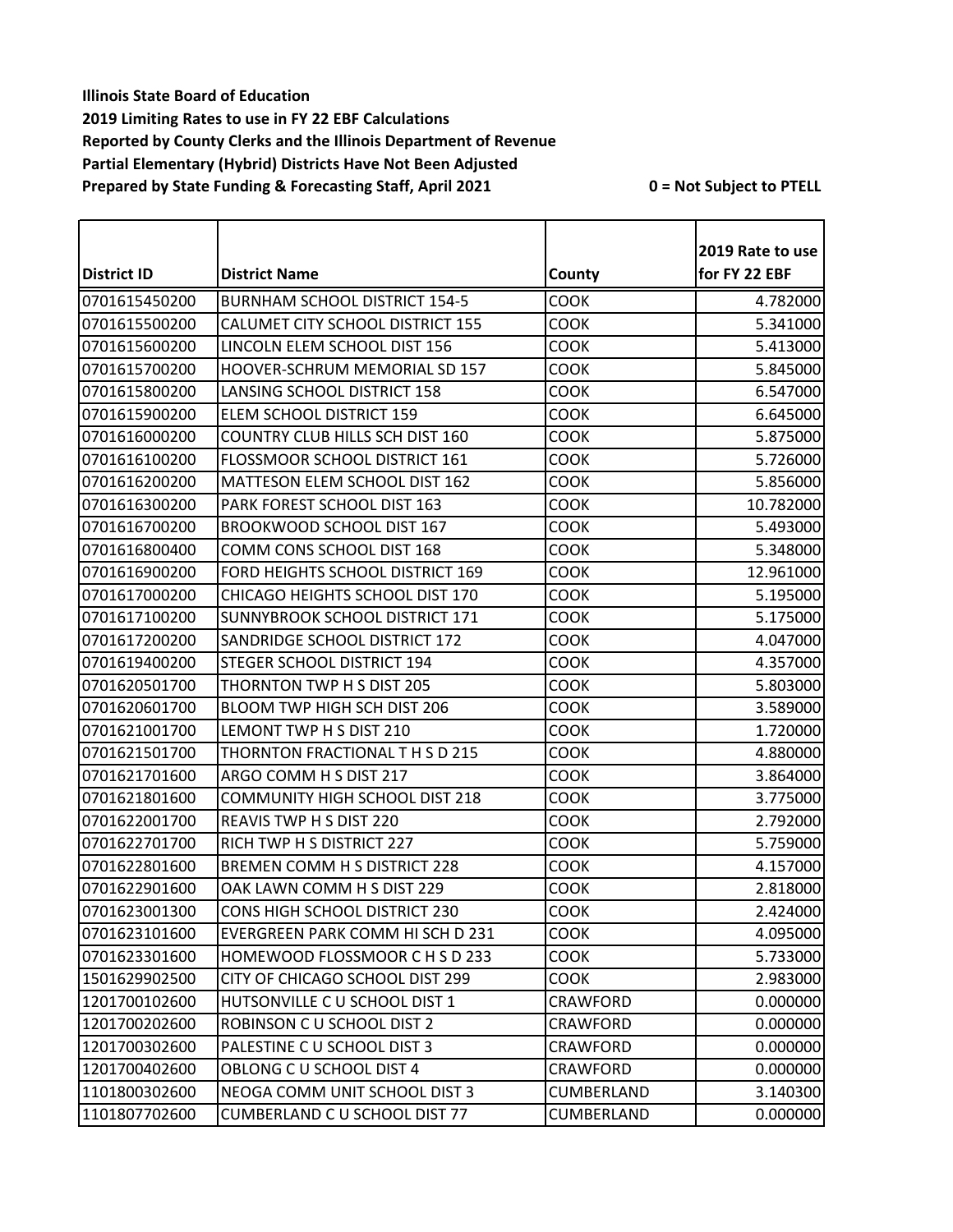**Illinois State Board of Education**
**2019 Limiting Rates to use in FY 22 EBF Calculations**
**Reported by County Clerks and the Illinois Department of Revenue**
**Partial Elementary (Hybrid) Districts Have Not Been Adjusted**
**Prepared by State Funding & Forecasting Staff, April 2021**

**0 = Not Subject to PTELL**

| District ID | District Name | County | 2019 Rate to use for FY 22 EBF |
|---|---|---|---|
| 0701615450200 | BURNHAM SCHOOL DISTRICT 154-5 | COOK | 4.782000 |
| 0701615500200 | CALUMET CITY SCHOOL DISTRICT 155 | COOK | 5.341000 |
| 0701615600200 | LINCOLN ELEM SCHOOL DIST 156 | COOK | 5.413000 |
| 0701615700200 | HOOVER-SCHRUM MEMORIAL SD 157 | COOK | 5.845000 |
| 0701615800200 | LANSING SCHOOL DISTRICT 158 | COOK | 6.547000 |
| 0701615900200 | ELEM SCHOOL DISTRICT 159 | COOK | 6.645000 |
| 0701616000200 | COUNTRY CLUB HILLS SCH DIST 160 | COOK | 5.875000 |
| 0701616100200 | FLOSSMOOR SCHOOL DISTRICT 161 | COOK | 5.726000 |
| 0701616200200 | MATTESON ELEM SCHOOL DIST 162 | COOK | 5.856000 |
| 0701616300200 | PARK FOREST SCHOOL DIST 163 | COOK | 10.782000 |
| 0701616700200 | BROOKWOOD SCHOOL DIST 167 | COOK | 5.493000 |
| 0701616800400 | COMM CONS SCHOOL DIST 168 | COOK | 5.348000 |
| 0701616900200 | FORD HEIGHTS SCHOOL DISTRICT 169 | COOK | 12.961000 |
| 0701617000200 | CHICAGO HEIGHTS SCHOOL DIST 170 | COOK | 5.195000 |
| 0701617100200 | SUNNYBROOK SCHOOL DISTRICT 171 | COOK | 5.175000 |
| 0701617200200 | SANDRIDGE SCHOOL DISTRICT 172 | COOK | 4.047000 |
| 0701619400200 | STEGER SCHOOL DISTRICT 194 | COOK | 4.357000 |
| 0701620501700 | THORNTON TWP H S DIST 205 | COOK | 5.803000 |
| 0701620601700 | BLOOM TWP HIGH SCH DIST 206 | COOK | 3.589000 |
| 0701621001700 | LEMONT TWP H S DIST 210 | COOK | 1.720000 |
| 0701621501700 | THORNTON FRACTIONAL T H S D 215 | COOK | 4.880000 |
| 0701621701600 | ARGO COMM H S DIST 217 | COOK | 3.864000 |
| 0701621801600 | COMMUNITY HIGH SCHOOL DIST 218 | COOK | 3.775000 |
| 0701622001700 | REAVIS TWP H S DIST 220 | COOK | 2.792000 |
| 0701622701700 | RICH TWP H S DISTRICT 227 | COOK | 5.759000 |
| 0701622801600 | BREMEN COMM H S DISTRICT 228 | COOK | 4.157000 |
| 0701622901600 | OAK LAWN COMM H S DIST 229 | COOK | 2.818000 |
| 0701623001300 | CONS HIGH SCHOOL DISTRICT 230 | COOK | 2.424000 |
| 0701623101600 | EVERGREEN PARK COMM HI SCH D 231 | COOK | 4.095000 |
| 0701623301600 | HOMEWOOD FLOSSMOOR C H S D 233 | COOK | 5.733000 |
| 1501629902500 | CITY OF CHICAGO SCHOOL DIST 299 | COOK | 2.983000 |
| 1201700102600 | HUTSONVILLE C U SCHOOL DIST 1 | CRAWFORD | 0.000000 |
| 1201700202600 | ROBINSON C U SCHOOL DIST 2 | CRAWFORD | 0.000000 |
| 1201700302600 | PALESTINE C U SCHOOL DIST 3 | CRAWFORD | 0.000000 |
| 1201700402600 | OBLONG C U SCHOOL DIST 4 | CRAWFORD | 0.000000 |
| 1101800302600 | NEOGA COMM UNIT SCHOOL DIST 3 | CUMBERLAND | 3.140300 |
| 1101807702600 | CUMBERLAND C U SCHOOL DIST 77 | CUMBERLAND | 0.000000 |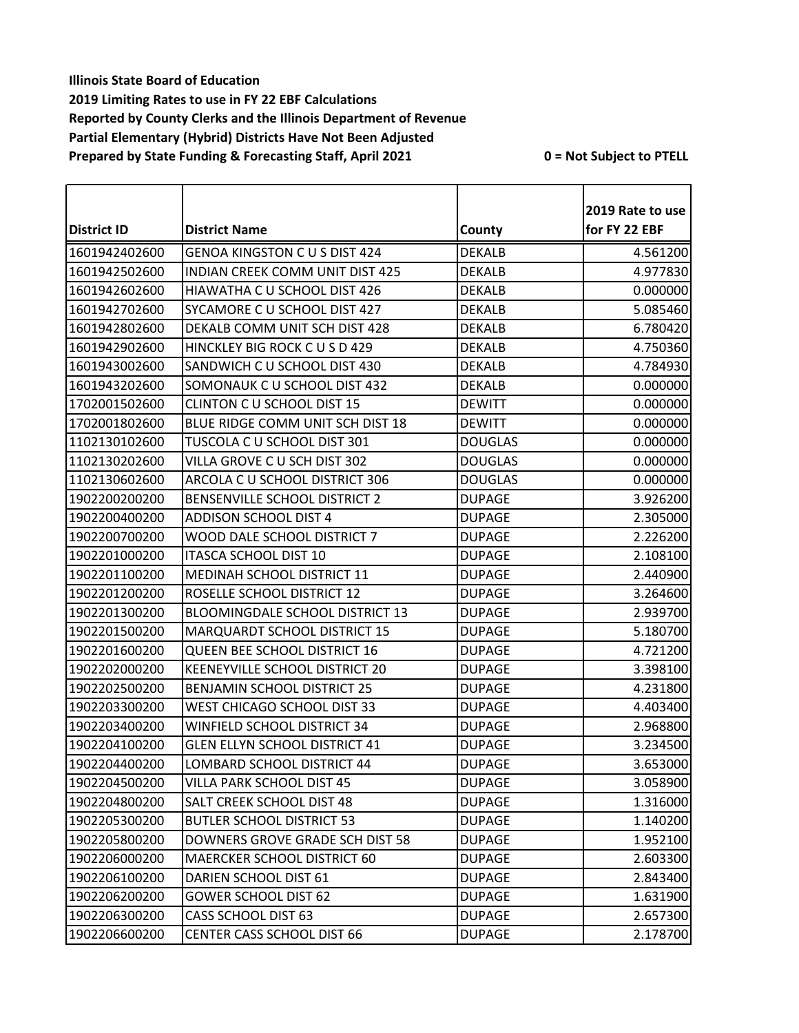**Illinois State Board of Education**
**2019 Limiting Rates to use in FY 22 EBF Calculations**
**Reported by County Clerks and the Illinois Department of Revenue**
**Partial Elementary (Hybrid) Districts Have Not Been Adjusted**
**Prepared by State Funding & Forecasting Staff, April 2021**

**0 = Not Subject to PTELL**

| District ID | District Name | County | 2019 Rate to use for FY 22 EBF |
|---|---|---|---|
| 1601942402600 | GENOA KINGSTON C U S DIST 424 | DEKALB | 4.561200 |
| 1601942502600 | INDIAN CREEK COMM UNIT DIST 425 | DEKALB | 4.977830 |
| 1601942602600 | HIAWATHA C U SCHOOL DIST 426 | DEKALB | 0.000000 |
| 1601942702600 | SYCAMORE C U SCHOOL DIST 427 | DEKALB | 5.085460 |
| 1601942802600 | DEKALB COMM UNIT SCH DIST 428 | DEKALB | 6.780420 |
| 1601942902600 | HINCKLEY BIG ROCK C U S D 429 | DEKALB | 4.750360 |
| 1601943002600 | SANDWICH C U SCHOOL DIST 430 | DEKALB | 4.784930 |
| 1601943202600 | SOMONAUK C U SCHOOL DIST 432 | DEKALB | 0.000000 |
| 1702001502600 | CLINTON C U SCHOOL DIST 15 | DEWITT | 0.000000 |
| 1702001802600 | BLUE RIDGE COMM UNIT SCH DIST 18 | DEWITT | 0.000000 |
| 1102130102600 | TUSCOLA C U SCHOOL DIST 301 | DOUGLAS | 0.000000 |
| 1102130202600 | VILLA GROVE C U SCH DIST 302 | DOUGLAS | 0.000000 |
| 1102130602600 | ARCOLA C U SCHOOL DISTRICT 306 | DOUGLAS | 0.000000 |
| 1902200200200 | BENSENVILLE SCHOOL DISTRICT 2 | DUPAGE | 3.926200 |
| 1902200400200 | ADDISON SCHOOL DIST 4 | DUPAGE | 2.305000 |
| 1902200700200 | WOOD DALE SCHOOL DISTRICT 7 | DUPAGE | 2.226200 |
| 1902201000200 | ITASCA SCHOOL DIST 10 | DUPAGE | 2.108100 |
| 1902201100200 | MEDINAH SCHOOL DISTRICT 11 | DUPAGE | 2.440900 |
| 1902201200200 | ROSELLE SCHOOL DISTRICT 12 | DUPAGE | 3.264600 |
| 1902201300200 | BLOOMINGDALE SCHOOL DISTRICT 13 | DUPAGE | 2.939700 |
| 1902201500200 | MARQUARDT SCHOOL DISTRICT 15 | DUPAGE | 5.180700 |
| 1902201600200 | QUEEN BEE SCHOOL DISTRICT 16 | DUPAGE | 4.721200 |
| 1902202000200 | KEENEYVILLE SCHOOL DISTRICT 20 | DUPAGE | 3.398100 |
| 1902202500200 | BENJAMIN SCHOOL DISTRICT 25 | DUPAGE | 4.231800 |
| 1902203300200 | WEST CHICAGO SCHOOL DIST 33 | DUPAGE | 4.403400 |
| 1902203400200 | WINFIELD SCHOOL DISTRICT 34 | DUPAGE | 2.968800 |
| 1902204100200 | GLEN ELLYN SCHOOL DISTRICT 41 | DUPAGE | 3.234500 |
| 1902204400200 | LOMBARD SCHOOL DISTRICT 44 | DUPAGE | 3.653000 |
| 1902204500200 | VILLA PARK SCHOOL DIST 45 | DUPAGE | 3.058900 |
| 1902204800200 | SALT CREEK SCHOOL DIST 48 | DUPAGE | 1.316000 |
| 1902205300200 | BUTLER SCHOOL DISTRICT 53 | DUPAGE | 1.140200 |
| 1902205800200 | DOWNERS GROVE GRADE SCH DIST 58 | DUPAGE | 1.952100 |
| 1902206000200 | MAERCKER SCHOOL DISTRICT 60 | DUPAGE | 2.603300 |
| 1902206100200 | DARIEN SCHOOL DIST 61 | DUPAGE | 2.843400 |
| 1902206200200 | GOWER SCHOOL DIST 62 | DUPAGE | 1.631900 |
| 1902206300200 | CASS SCHOOL DIST 63 | DUPAGE | 2.657300 |
| 1902206600200 | CENTER CASS SCHOOL DIST 66 | DUPAGE | 2.178700 |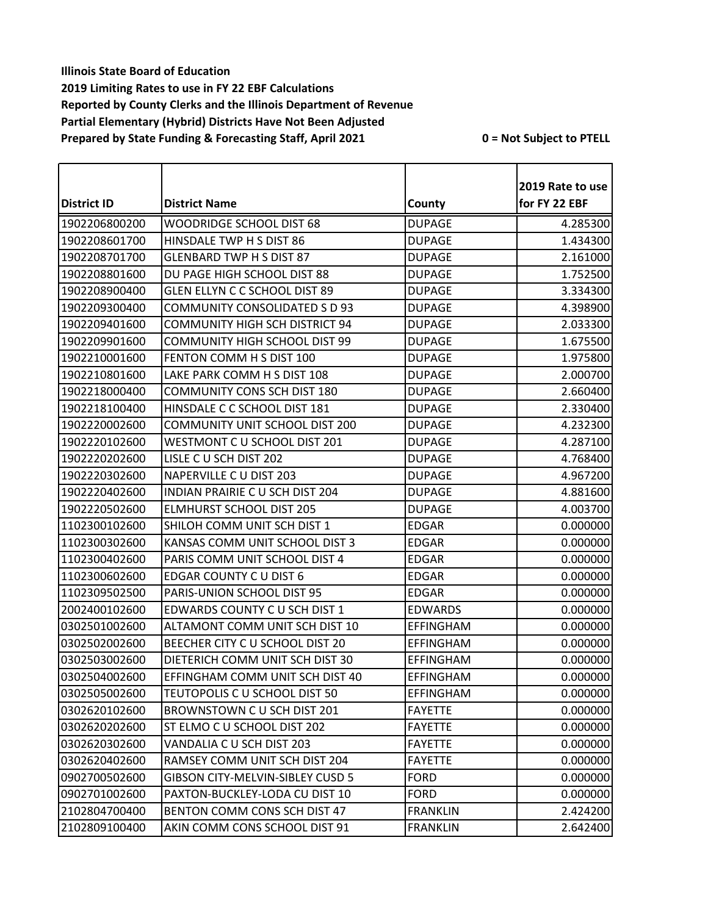**Illinois State Board of Education**
**2019 Limiting Rates to use in FY 22 EBF Calculations**
**Reported by County Clerks and the Illinois Department of Revenue**
**Partial Elementary (Hybrid) Districts Have Not Been Adjusted**
**Prepared by State Funding & Forecasting Staff, April 2021** **0 = Not Subject to PTELL**

| District ID | District Name | County | 2019 Rate to use for FY 22 EBF |
|---|---|---|---|
| 1902206800200 | WOODRIDGE SCHOOL DIST 68 | DUPAGE | 4.285300 |
| 1902208601700 | HINSDALE TWP H S DIST 86 | DUPAGE | 1.434300 |
| 1902208701700 | GLENBARD TWP H S DIST 87 | DUPAGE | 2.161000 |
| 1902208801600 | DU PAGE HIGH SCHOOL DIST 88 | DUPAGE | 1.752500 |
| 1902208900400 | GLEN ELLYN C C SCHOOL DIST 89 | DUPAGE | 3.334300 |
| 1902209300400 | COMMUNITY CONSOLIDATED S D 93 | DUPAGE | 4.398900 |
| 1902209401600 | COMMUNITY HIGH SCH DISTRICT 94 | DUPAGE | 2.033300 |
| 1902209901600 | COMMUNITY HIGH SCHOOL DIST 99 | DUPAGE | 1.675500 |
| 1902210001600 | FENTON COMM H S DIST 100 | DUPAGE | 1.975800 |
| 1902210801600 | LAKE PARK COMM H S DIST 108 | DUPAGE | 2.000700 |
| 1902218000400 | COMMUNITY CONS SCH DIST 180 | DUPAGE | 2.660400 |
| 1902218100400 | HINSDALE C C SCHOOL DIST 181 | DUPAGE | 2.330400 |
| 1902220002600 | COMMUNITY UNIT SCHOOL DIST 200 | DUPAGE | 4.232300 |
| 1902220102600 | WESTMONT C U SCHOOL DIST 201 | DUPAGE | 4.287100 |
| 1902220202600 | LISLE C U SCH DIST 202 | DUPAGE | 4.768400 |
| 1902220302600 | NAPERVILLE C U DIST 203 | DUPAGE | 4.967200 |
| 1902220402600 | INDIAN PRAIRIE C U SCH DIST 204 | DUPAGE | 4.881600 |
| 1902220502600 | ELMHURST SCHOOL DIST 205 | DUPAGE | 4.003700 |
| 1102300102600 | SHILOH COMM UNIT SCH DIST 1 | EDGAR | 0.000000 |
| 1102300302600 | KANSAS COMM UNIT SCHOOL DIST 3 | EDGAR | 0.000000 |
| 1102300402600 | PARIS COMM UNIT SCHOOL DIST 4 | EDGAR | 0.000000 |
| 1102300602600 | EDGAR COUNTY C U DIST 6 | EDGAR | 0.000000 |
| 1102309502500 | PARIS-UNION SCHOOL DIST 95 | EDGAR | 0.000000 |
| 2002400102600 | EDWARDS COUNTY C U SCH DIST 1 | EDWARDS | 0.000000 |
| 0302501002600 | ALTAMONT COMM UNIT SCH DIST 10 | EFFINGHAM | 0.000000 |
| 0302502002600 | BEECHER CITY C U SCHOOL DIST 20 | EFFINGHAM | 0.000000 |
| 0302503002600 | DIETERICH COMM UNIT SCH DIST 30 | EFFINGHAM | 0.000000 |
| 0302504002600 | EFFINGHAM COMM UNIT SCH DIST 40 | EFFINGHAM | 0.000000 |
| 0302505002600 | TEUTOPOLIS C U SCHOOL DIST 50 | EFFINGHAM | 0.000000 |
| 0302620102600 | BROWNSTOWN C U SCH DIST 201 | FAYETTE | 0.000000 |
| 0302620202600 | ST ELMO C U SCHOOL DIST 202 | FAYETTE | 0.000000 |
| 0302620302600 | VANDALIA C U SCH DIST 203 | FAYETTE | 0.000000 |
| 0302620402600 | RAMSEY COMM UNIT SCH DIST 204 | FAYETTE | 0.000000 |
| 0902700502600 | GIBSON CITY-MELVIN-SIBLEY CUSD 5 | FORD | 0.000000 |
| 0902701002600 | PAXTON-BUCKLEY-LODA CU DIST 10 | FORD | 0.000000 |
| 2102804700400 | BENTON COMM CONS SCH DIST 47 | FRANKLIN | 2.424200 |
| 2102809100400 | AKIN COMM CONS SCHOOL DIST 91 | FRANKLIN | 2.642400 |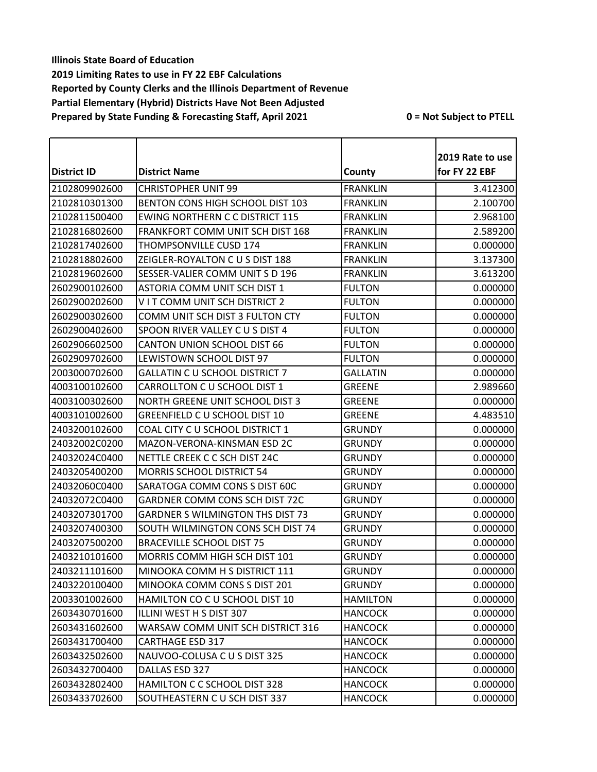**Illinois State Board of Education**
**2019 Limiting Rates to use in FY 22 EBF Calculations**
**Reported by County Clerks and the Illinois Department of Revenue**
**Partial Elementary (Hybrid) Districts Have Not Been Adjusted**
**Prepared by State Funding & Forecasting Staff, April 2021**

**0 = Not Subject to PTELL**

| District ID | District Name | County | 2019 Rate to use for FY 22 EBF |
|---|---|---|---|
| 2102809902600 | CHRISTOPHER UNIT 99 | FRANKLIN | 3.412300 |
| 2102810301300 | BENTON CONS HIGH SCHOOL DIST 103 | FRANKLIN | 2.100700 |
| 2102811500400 | EWING NORTHERN C C DISTRICT 115 | FRANKLIN | 2.968100 |
| 2102816802600 | FRANKFORT COMM UNIT SCH DIST 168 | FRANKLIN | 2.589200 |
| 2102817402600 | THOMPSONVILLE CUSD 174 | FRANKLIN | 0.000000 |
| 2102818802600 | ZEIGLER-ROYALTON C U S DIST 188 | FRANKLIN | 3.137300 |
| 2102819602600 | SESSER-VALIER COMM UNIT S D 196 | FRANKLIN | 3.613200 |
| 2602900102600 | ASTORIA COMM UNIT SCH DIST 1 | FULTON | 0.000000 |
| 2602900202600 | V I T COMM UNIT SCH DISTRICT 2 | FULTON | 0.000000 |
| 2602900302600 | COMM UNIT SCH DIST 3 FULTON CTY | FULTON | 0.000000 |
| 2602900402600 | SPOON RIVER VALLEY C U S DIST 4 | FULTON | 0.000000 |
| 2602906602500 | CANTON UNION SCHOOL DIST 66 | FULTON | 0.000000 |
| 2602909702600 | LEWISTOWN SCHOOL DIST 97 | FULTON | 0.000000 |
| 2003000702600 | GALLATIN C U SCHOOL DISTRICT 7 | GALLATIN | 0.000000 |
| 4003100102600 | CARROLLTON C U SCHOOL DIST 1 | GREENE | 2.989660 |
| 4003100302600 | NORTH GREENE UNIT SCHOOL DIST 3 | GREENE | 0.000000 |
| 4003101002600 | GREENFIELD C U SCHOOL DIST 10 | GREENE | 4.483510 |
| 2403200102600 | COAL CITY C U SCHOOL DISTRICT 1 | GRUNDY | 0.000000 |
| 24032002C0200 | MAZON-VERONA-KINSMAN ESD 2C | GRUNDY | 0.000000 |
| 24032024C0400 | NETTLE CREEK C C SCH DIST 24C | GRUNDY | 0.000000 |
| 2403205400200 | MORRIS SCHOOL DISTRICT 54 | GRUNDY | 0.000000 |
| 24032060C0400 | SARATOGA COMM CONS S DIST 60C | GRUNDY | 0.000000 |
| 24032072C0400 | GARDNER COMM CONS SCH DIST 72C | GRUNDY | 0.000000 |
| 2403207301700 | GARDNER S WILMINGTON THS DIST 73 | GRUNDY | 0.000000 |
| 2403207400300 | SOUTH WILMINGTON CONS SCH DIST 74 | GRUNDY | 0.000000 |
| 2403207500200 | BRACEVILLE SCHOOL DIST 75 | GRUNDY | 0.000000 |
| 2403210101600 | MORRIS COMM HIGH SCH DIST 101 | GRUNDY | 0.000000 |
| 2403211101600 | MINOOKA COMM H S DISTRICT 111 | GRUNDY | 0.000000 |
| 2403220100400 | MINOOKA COMM CONS S DIST 201 | GRUNDY | 0.000000 |
| 2003301002600 | HAMILTON CO C U SCHOOL DIST 10 | HAMILTON | 0.000000 |
| 2603430701600 | ILLINI WEST H S DIST 307 | HANCOCK | 0.000000 |
| 2603431602600 | WARSAW COMM UNIT SCH DISTRICT 316 | HANCOCK | 0.000000 |
| 2603431700400 | CARTHAGE ESD 317 | HANCOCK | 0.000000 |
| 2603432502600 | NAUVOO-COLUSA C U S DIST 325 | HANCOCK | 0.000000 |
| 2603432700400 | DALLAS ESD 327 | HANCOCK | 0.000000 |
| 2603432802400 | HAMILTON C C SCHOOL DIST 328 | HANCOCK | 0.000000 |
| 2603433702600 | SOUTHEASTERN C U SCH DIST 337 | HANCOCK | 0.000000 |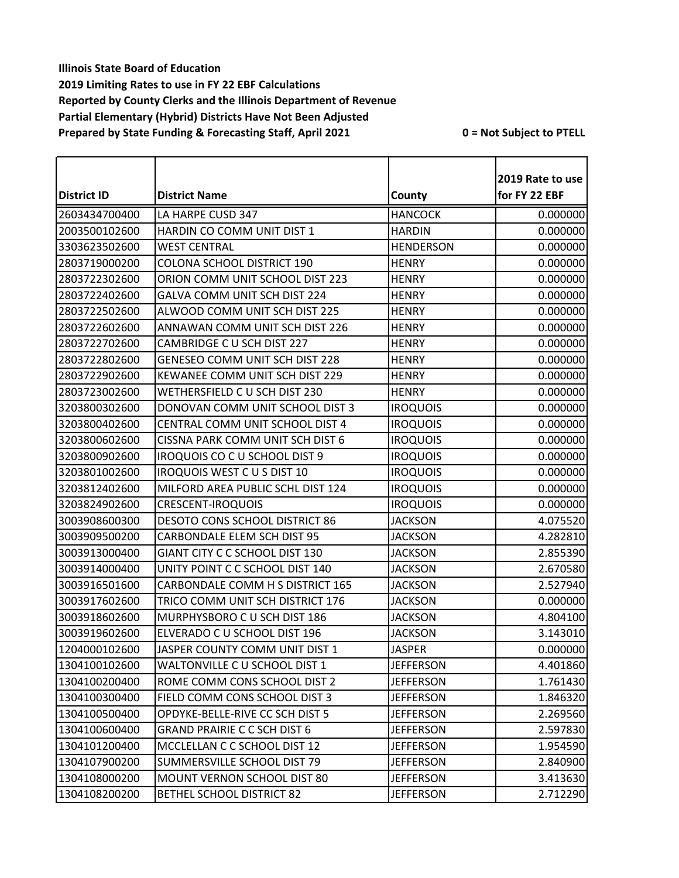**Illinois State Board of Education**
**2019 Limiting Rates to use in FY 22 EBF Calculations**
**Reported by County Clerks and the Illinois Department of Revenue**
**Partial Elementary (Hybrid) Districts Have Not Been Adjusted**
**Prepared by State Funding & Forecasting Staff, April 2021**

**0 = Not Subject to PTELL**

| District ID | District Name | County | 2019 Rate to use for FY 22 EBF |
|---|---|---|---|
| 2603434700400 | LA HARPE CUSD 347 | HANCOCK | 0.000000 |
| 2003500102600 | HARDIN CO COMM UNIT DIST 1 | HARDIN | 0.000000 |
| 3303623502600 | WEST CENTRAL | HENDERSON | 0.000000 |
| 2803719000200 | COLONA SCHOOL DISTRICT 190 | HENRY | 0.000000 |
| 2803722302600 | ORION COMM UNIT SCHOOL DIST 223 | HENRY | 0.000000 |
| 2803722402600 | GALVA COMM UNIT SCH DIST 224 | HENRY | 0.000000 |
| 2803722502600 | ALWOOD COMM UNIT SCH DIST 225 | HENRY | 0.000000 |
| 2803722602600 | ANNAWAN COMM UNIT SCH DIST 226 | HENRY | 0.000000 |
| 2803722702600 | CAMBRIDGE C U SCH DIST 227 | HENRY | 0.000000 |
| 2803722802600 | GENESEO COMM UNIT SCH DIST 228 | HENRY | 0.000000 |
| 2803722902600 | KEWANEE COMM UNIT SCH DIST 229 | HENRY | 0.000000 |
| 2803723002600 | WETHERSFIELD C U SCH DIST 230 | HENRY | 0.000000 |
| 3203800302600 | DONOVAN COMM UNIT SCHOOL DIST 3 | IROQUOIS | 0.000000 |
| 3203800402600 | CENTRAL COMM UNIT SCHOOL DIST 4 | IROQUOIS | 0.000000 |
| 3203800602600 | CISSNA PARK COMM UNIT SCH DIST 6 | IROQUOIS | 0.000000 |
| 3203800902600 | IROQUOIS CO C U SCHOOL DIST 9 | IROQUOIS | 0.000000 |
| 3203801002600 | IROQUOIS WEST C U S DIST 10 | IROQUOIS | 0.000000 |
| 3203812402600 | MILFORD AREA PUBLIC SCHL DIST 124 | IROQUOIS | 0.000000 |
| 3203824902600 | CRESCENT-IROQUOIS | IROQUOIS | 0.000000 |
| 3003908600300 | DESOTO CONS SCHOOL DISTRICT 86 | JACKSON | 4.075520 |
| 3003909500200 | CARBONDALE ELEM SCH DIST 95 | JACKSON | 4.282810 |
| 3003913000400 | GIANT CITY C C SCHOOL DIST 130 | JACKSON | 2.855390 |
| 3003914000400 | UNITY POINT C C SCHOOL DIST 140 | JACKSON | 2.670580 |
| 3003916501600 | CARBONDALE COMM H S DISTRICT 165 | JACKSON | 2.527940 |
| 3003917602600 | TRICO COMM UNIT SCH DISTRICT 176 | JACKSON | 0.000000 |
| 3003918602600 | MURPHYSBORO C U SCH DIST 186 | JACKSON | 4.804100 |
| 3003919602600 | ELVERADO C U SCHOOL DIST 196 | JACKSON | 3.143010 |
| 1204000102600 | JASPER COUNTY COMM UNIT DIST 1 | JASPER | 0.000000 |
| 1304100102600 | WALTONVILLE C U SCHOOL DIST 1 | JEFFERSON | 4.401860 |
| 1304100200400 | ROME COMM CONS SCHOOL DIST 2 | JEFFERSON | 1.761430 |
| 1304100300400 | FIELD COMM CONS SCHOOL DIST 3 | JEFFERSON | 1.846320 |
| 1304100500400 | OPDYKE-BELLE-RIVE CC SCH DIST 5 | JEFFERSON | 2.269560 |
| 1304100600400 | GRAND PRAIRIE C C SCH DIST 6 | JEFFERSON | 2.597830 |
| 1304101200400 | MCCLELLAN C C SCHOOL DIST 12 | JEFFERSON | 1.954590 |
| 1304107900200 | SUMMERSVILLE SCHOOL DIST 79 | JEFFERSON | 2.840900 |
| 1304108000200 | MOUNT VERNON SCHOOL DIST 80 | JEFFERSON | 3.413630 |
| 1304108200200 | BETHEL SCHOOL DISTRICT 82 | JEFFERSON | 2.712290 |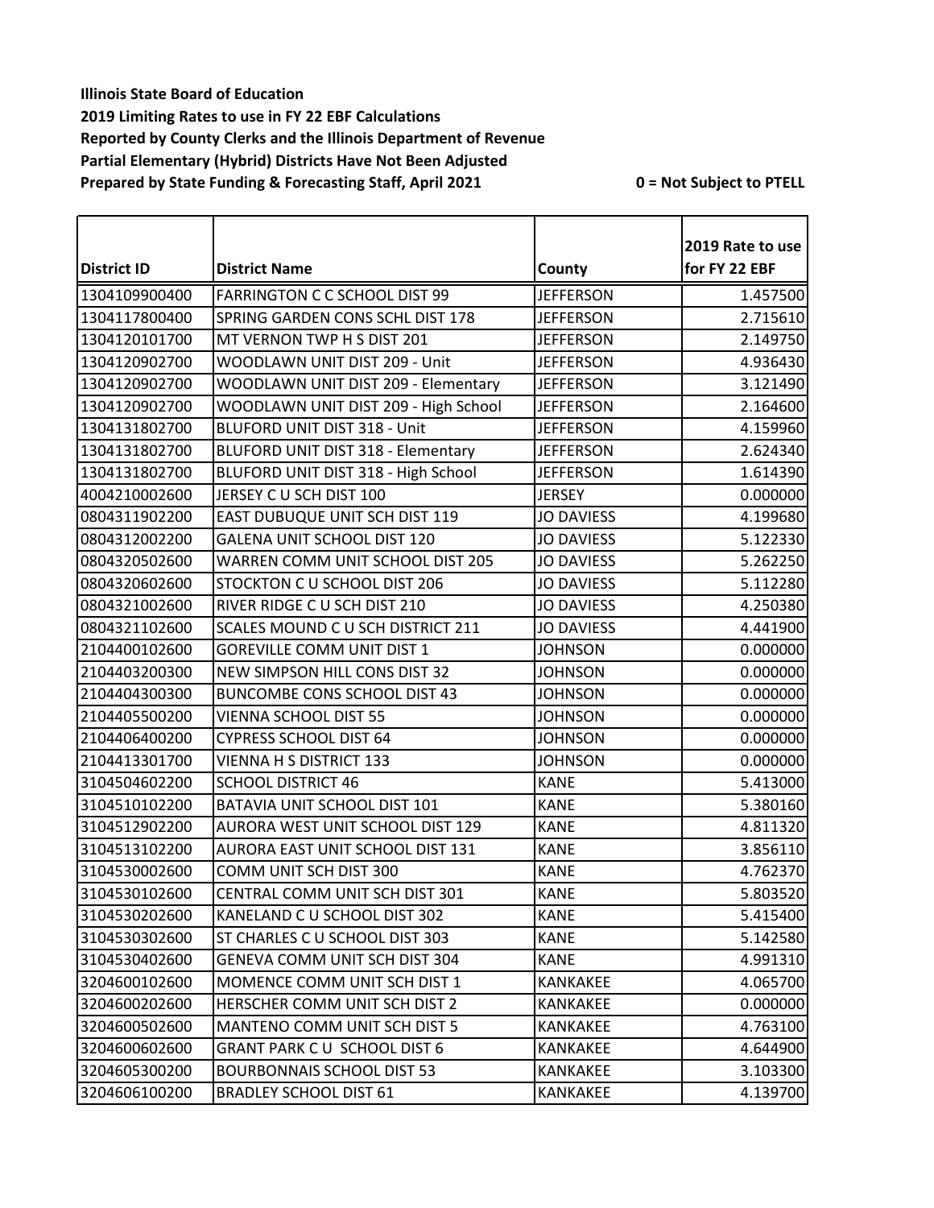**Illinois State Board of Education**
**2019 Limiting Rates to use in FY 22 EBF Calculations**
**Reported by County Clerks and the Illinois Department of Revenue**
**Partial Elementary (Hybrid) Districts Have Not Been Adjusted**
**Prepared by State Funding & Forecasting Staff, April 2021**

**0 = Not Subject to PTELL**

| District ID | District Name | County | 2019 Rate to use for FY 22 EBF |
|---|---|---|---|
| 1304109900400 | FARRINGTON C C SCHOOL DIST 99 | JEFFERSON | 1.457500 |
| 1304117800400 | SPRING GARDEN CONS SCHL DIST 178 | JEFFERSON | 2.715610 |
| 1304120101700 | MT VERNON TWP H S DIST 201 | JEFFERSON | 2.149750 |
| 1304120902700 | WOODLAWN UNIT DIST 209 - Unit | JEFFERSON | 4.936430 |
| 1304120902700 | WOODLAWN UNIT DIST 209 - Elementary | JEFFERSON | 3.121490 |
| 1304120902700 | WOODLAWN UNIT DIST 209 - High School | JEFFERSON | 2.164600 |
| 1304131802700 | BLUFORD UNIT DIST 318 - Unit | JEFFERSON | 4.159960 |
| 1304131802700 | BLUFORD UNIT DIST 318 - Elementary | JEFFERSON | 2.624340 |
| 1304131802700 | BLUFORD UNIT DIST 318 - High School | JEFFERSON | 1.614390 |
| 4004210002600 | JERSEY C U SCH DIST 100 | JERSEY | 0.000000 |
| 0804311902200 | EAST DUBUQUE UNIT SCH DIST 119 | JO DAVIESS | 4.199680 |
| 0804312002200 | GALENA UNIT SCHOOL DIST 120 | JO DAVIESS | 5.122330 |
| 0804320502600 | WARREN COMM UNIT SCHOOL DIST 205 | JO DAVIESS | 5.262250 |
| 0804320602600 | STOCKTON C U SCHOOL DIST 206 | JO DAVIESS | 5.112280 |
| 0804321002600 | RIVER RIDGE C U SCH DIST 210 | JO DAVIESS | 4.250380 |
| 0804321102600 | SCALES MOUND C U SCH DISTRICT 211 | JO DAVIESS | 4.441900 |
| 2104400102600 | GOREVILLE COMM UNIT DIST 1 | JOHNSON | 0.000000 |
| 2104403200300 | NEW SIMPSON HILL CONS DIST 32 | JOHNSON | 0.000000 |
| 2104404300300 | BUNCOMBE CONS SCHOOL DIST 43 | JOHNSON | 0.000000 |
| 2104405500200 | VIENNA SCHOOL DIST 55 | JOHNSON | 0.000000 |
| 2104406400200 | CYPRESS SCHOOL DIST 64 | JOHNSON | 0.000000 |
| 2104413301700 | VIENNA H S DISTRICT 133 | JOHNSON | 0.000000 |
| 3104504602200 | SCHOOL DISTRICT 46 | KANE | 5.413000 |
| 3104510102200 | BATAVIA UNIT SCHOOL DIST 101 | KANE | 5.380160 |
| 3104512902200 | AURORA WEST UNIT SCHOOL DIST 129 | KANE | 4.811320 |
| 3104513102200 | AURORA EAST UNIT SCHOOL DIST 131 | KANE | 3.856110 |
| 3104530002600 | COMM UNIT SCH DIST 300 | KANE | 4.762370 |
| 3104530102600 | CENTRAL COMM UNIT SCH DIST 301 | KANE | 5.803520 |
| 3104530202600 | KANELAND C U SCHOOL DIST 302 | KANE | 5.415400 |
| 3104530302600 | ST CHARLES C U SCHOOL DIST 303 | KANE | 5.142580 |
| 3104530402600 | GENEVA COMM UNIT SCH DIST 304 | KANE | 4.991310 |
| 3204600102600 | MOMENCE COMM UNIT SCH DIST 1 | KANKAKEE | 4.065700 |
| 3204600202600 | HERSCHER COMM UNIT SCH DIST 2 | KANKAKEE | 0.000000 |
| 3204600502600 | MANTENO COMM UNIT SCH DIST 5 | KANKAKEE | 4.763100 |
| 3204600602600 | GRANT PARK C U SCHOOL DIST 6 | KANKAKEE | 4.644900 |
| 3204605300200 | BOURBONNAIS SCHOOL DIST 53 | KANKAKEE | 3.103300 |
| 3204606100200 | BRADLEY SCHOOL DIST 61 | KANKAKEE | 4.139700 |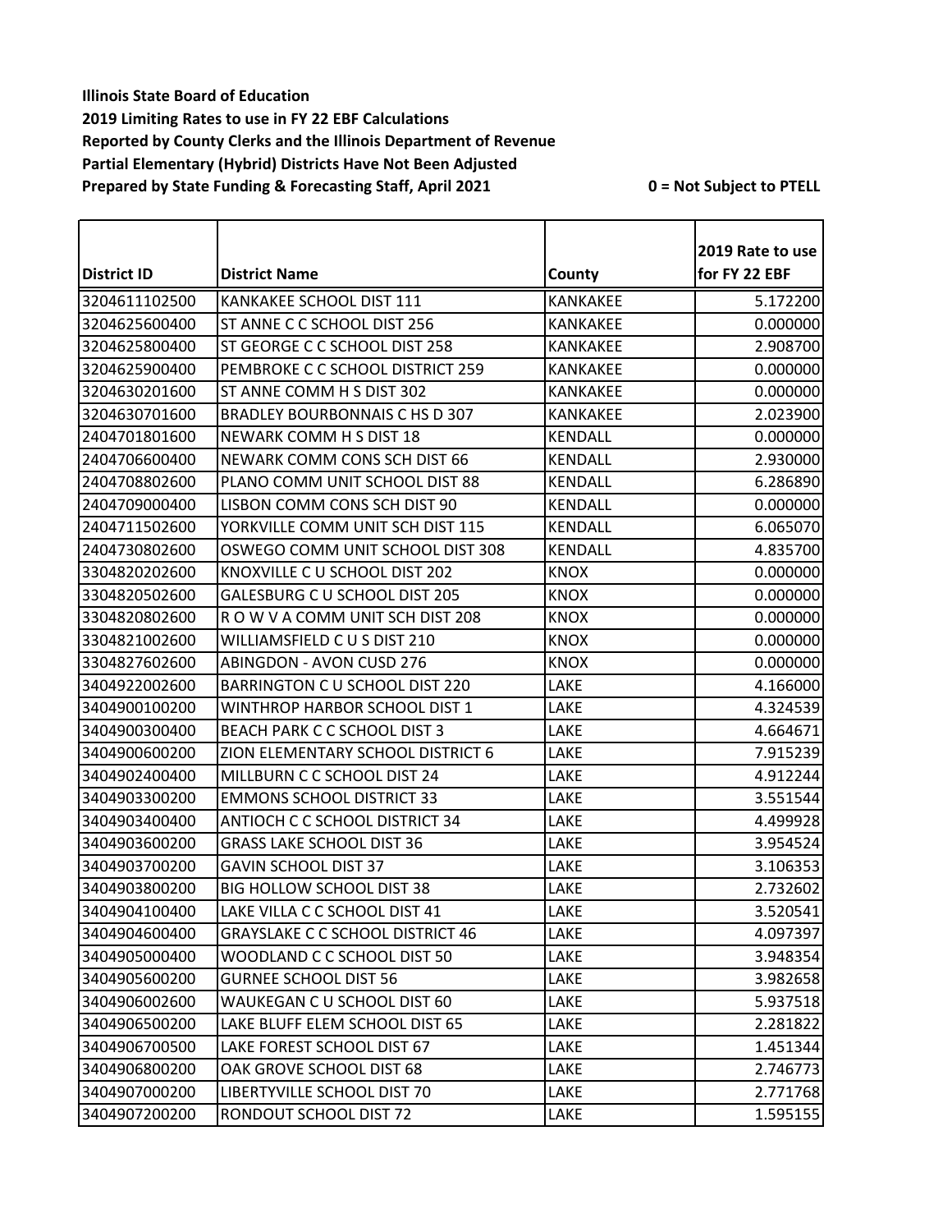**Illinois State Board of Education**
**2019 Limiting Rates to use in FY 22 EBF Calculations**
**Reported by County Clerks and the Illinois Department of Revenue**
**Partial Elementary (Hybrid) Districts Have Not Been Adjusted**
**Prepared by State Funding & Forecasting Staff, April 2021** **0 = Not Subject to PTELL**

| District ID | District Name | County | 2019 Rate to use for FY 22 EBF |
|---|---|---|---|
| 3204611102500 | KANKAKEE SCHOOL DIST 111 | KANKAKEE | 5.172200 |
| 3204625600400 | ST ANNE C C SCHOOL DIST 256 | KANKAKEE | 0.000000 |
| 3204625800400 | ST GEORGE C C SCHOOL DIST 258 | KANKAKEE | 2.908700 |
| 3204625900400 | PEMBROKE C C SCHOOL DISTRICT 259 | KANKAKEE | 0.000000 |
| 3204630201600 | ST ANNE COMM H S DIST 302 | KANKAKEE | 0.000000 |
| 3204630701600 | BRADLEY BOURBONNAIS C HS D 307 | KANKAKEE | 2.023900 |
| 2404701801600 | NEWARK COMM H S DIST 18 | KENDALL | 0.000000 |
| 2404706600400 | NEWARK COMM CONS SCH DIST 66 | KENDALL | 2.930000 |
| 2404708802600 | PLANO COMM UNIT SCHOOL DIST 88 | KENDALL | 6.286890 |
| 2404709000400 | LISBON COMM CONS SCH DIST 90 | KENDALL | 0.000000 |
| 2404711502600 | YORKVILLE COMM UNIT SCH DIST 115 | KENDALL | 6.065070 |
| 2404730802600 | OSWEGO COMM UNIT SCHOOL DIST 308 | KENDALL | 4.835700 |
| 3304820202600 | KNOXVILLE C U SCHOOL DIST 202 | KNOX | 0.000000 |
| 3304820502600 | GALESBURG C U SCHOOL DIST 205 | KNOX | 0.000000 |
| 3304820802600 | R O W V A COMM UNIT SCH DIST 208 | KNOX | 0.000000 |
| 3304821002600 | WILLIAMSFIELD C U S DIST 210 | KNOX | 0.000000 |
| 3304827602600 | ABINGDON - AVON CUSD 276 | KNOX | 0.000000 |
| 3404922002600 | BARRINGTON C U SCHOOL DIST 220 | LAKE | 4.166000 |
| 3404900100200 | WINTHROP HARBOR SCHOOL DIST 1 | LAKE | 4.324539 |
| 3404900300400 | BEACH PARK C C SCHOOL DIST 3 | LAKE | 4.664671 |
| 3404900600200 | ZION ELEMENTARY SCHOOL DISTRICT 6 | LAKE | 7.915239 |
| 3404902400400 | MILLBURN C C SCHOOL DIST 24 | LAKE | 4.912244 |
| 3404903300200 | EMMONS SCHOOL DISTRICT 33 | LAKE | 3.551544 |
| 3404903400400 | ANTIOCH C C SCHOOL DISTRICT 34 | LAKE | 4.499928 |
| 3404903600200 | GRASS LAKE SCHOOL DIST 36 | LAKE | 3.954524 |
| 3404903700200 | GAVIN SCHOOL DIST 37 | LAKE | 3.106353 |
| 3404903800200 | BIG HOLLOW SCHOOL DIST 38 | LAKE | 2.732602 |
| 3404904100400 | LAKE VILLA C C SCHOOL DIST 41 | LAKE | 3.520541 |
| 3404904600400 | GRAYSLAKE C C SCHOOL DISTRICT 46 | LAKE | 4.097397 |
| 3404905000400 | WOODLAND C C SCHOOL DIST 50 | LAKE | 3.948354 |
| 3404905600200 | GURNEE SCHOOL DIST 56 | LAKE | 3.982658 |
| 3404906002600 | WAUKEGAN C U SCHOOL DIST 60 | LAKE | 5.937518 |
| 3404906500200 | LAKE BLUFF ELEM SCHOOL DIST 65 | LAKE | 2.281822 |
| 3404906700500 | LAKE FOREST SCHOOL DIST 67 | LAKE | 1.451344 |
| 3404906800200 | OAK GROVE SCHOOL DIST 68 | LAKE | 2.746773 |
| 3404907000200 | LIBERTYVILLE SCHOOL DIST 70 | LAKE | 2.771768 |
| 3404907200200 | RONDOUT SCHOOL DIST 72 | LAKE | 1.595155 |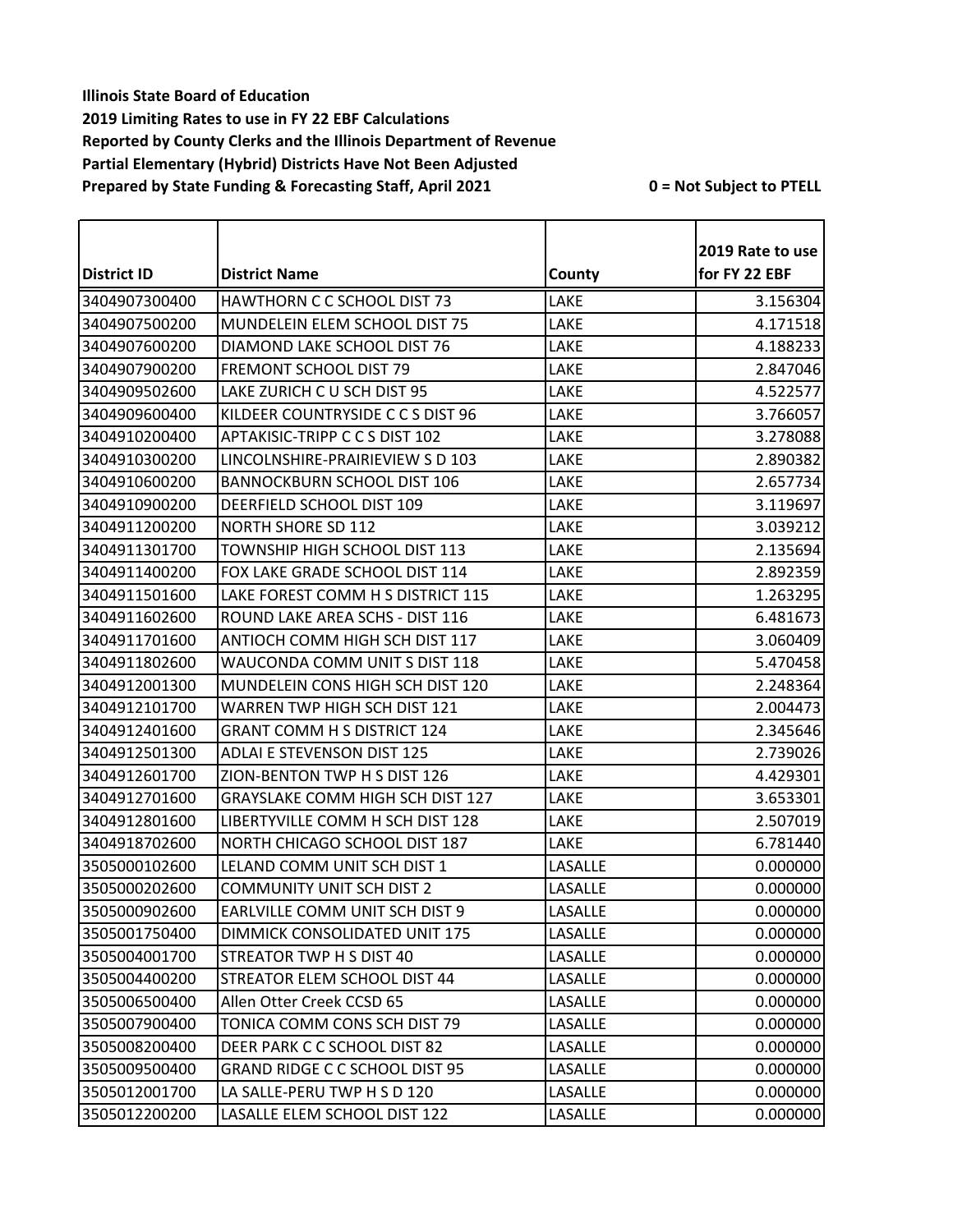**Illinois State Board of Education**
**2019 Limiting Rates to use in FY 22 EBF Calculations**
**Reported by County Clerks and the Illinois Department of Revenue**
**Partial Elementary (Hybrid) Districts Have Not Been Adjusted**
**Prepared by State Funding & Forecasting Staff, April 2021** **0 = Not Subject to PTELL**

| District ID | District Name | County | 2019 Rate to use for FY 22 EBF |
|---|---|---|---|
| 3404907300400 | HAWTHORN C C SCHOOL DIST 73 | LAKE | 3.156304 |
| 3404907500200 | MUNDELEIN ELEM SCHOOL DIST 75 | LAKE | 4.171518 |
| 3404907600200 | DIAMOND LAKE SCHOOL DIST 76 | LAKE | 4.188233 |
| 3404907900200 | FREMONT SCHOOL DIST 79 | LAKE | 2.847046 |
| 3404909502600 | LAKE ZURICH C U SCH DIST 95 | LAKE | 4.522577 |
| 3404909600400 | KILDEER COUNTRYSIDE C C S DIST 96 | LAKE | 3.766057 |
| 3404910200400 | APTAKISIC-TRIPP C C S DIST 102 | LAKE | 3.278088 |
| 3404910300200 | LINCOLNSHIRE-PRAIRIEVIEW S D 103 | LAKE | 2.890382 |
| 3404910600200 | BANNOCKBURN SCHOOL DIST 106 | LAKE | 2.657734 |
| 3404910900200 | DEERFIELD SCHOOL DIST 109 | LAKE | 3.119697 |
| 3404911200200 | NORTH SHORE SD 112 | LAKE | 3.039212 |
| 3404911301700 | TOWNSHIP HIGH SCHOOL DIST 113 | LAKE | 2.135694 |
| 3404911400200 | FOX LAKE GRADE SCHOOL DIST 114 | LAKE | 2.892359 |
| 3404911501600 | LAKE FOREST COMM H S DISTRICT 115 | LAKE | 1.263295 |
| 3404911602600 | ROUND LAKE AREA SCHS - DIST 116 | LAKE | 6.481673 |
| 3404911701600 | ANTIOCH COMM HIGH SCH DIST 117 | LAKE | 3.060409 |
| 3404911802600 | WAUCONDA COMM UNIT S DIST 118 | LAKE | 5.470458 |
| 3404912001300 | MUNDELEIN CONS HIGH SCH DIST 120 | LAKE | 2.248364 |
| 3404912101700 | WARREN TWP HIGH SCH DIST 121 | LAKE | 2.004473 |
| 3404912401600 | GRANT COMM H S DISTRICT 124 | LAKE | 2.345646 |
| 3404912501300 | ADLAI E STEVENSON DIST 125 | LAKE | 2.739026 |
| 3404912601700 | ZION-BENTON TWP H S DIST 126 | LAKE | 4.429301 |
| 3404912701600 | GRAYSLAKE COMM HIGH SCH DIST 127 | LAKE | 3.653301 |
| 3404912801600 | LIBERTYVILLE COMM H SCH DIST 128 | LAKE | 2.507019 |
| 3404918702600 | NORTH CHICAGO SCHOOL DIST 187 | LAKE | 6.781440 |
| 3505000102600 | LELAND COMM UNIT SCH DIST 1 | LASALLE | 0.000000 |
| 3505000202600 | COMMUNITY UNIT SCH DIST 2 | LASALLE | 0.000000 |
| 3505000902600 | EARLVILLE COMM UNIT SCH DIST 9 | LASALLE | 0.000000 |
| 3505001750400 | DIMMICK CONSOLIDATED UNIT 175 | LASALLE | 0.000000 |
| 3505004001700 | STREATOR TWP H S DIST 40 | LASALLE | 0.000000 |
| 3505004400200 | STREATOR ELEM SCHOOL DIST 44 | LASALLE | 0.000000 |
| 3505006500400 | Allen Otter Creek CCSD 65 | LASALLE | 0.000000 |
| 3505007900400 | TONICA COMM CONS SCH DIST 79 | LASALLE | 0.000000 |
| 3505008200400 | DEER PARK C C SCHOOL DIST 82 | LASALLE | 0.000000 |
| 3505009500400 | GRAND RIDGE C C SCHOOL DIST 95 | LASALLE | 0.000000 |
| 3505012001700 | LA SALLE-PERU TWP H S D 120 | LASALLE | 0.000000 |
| 3505012200200 | LASALLE ELEM SCHOOL DIST 122 | LASALLE | 0.000000 |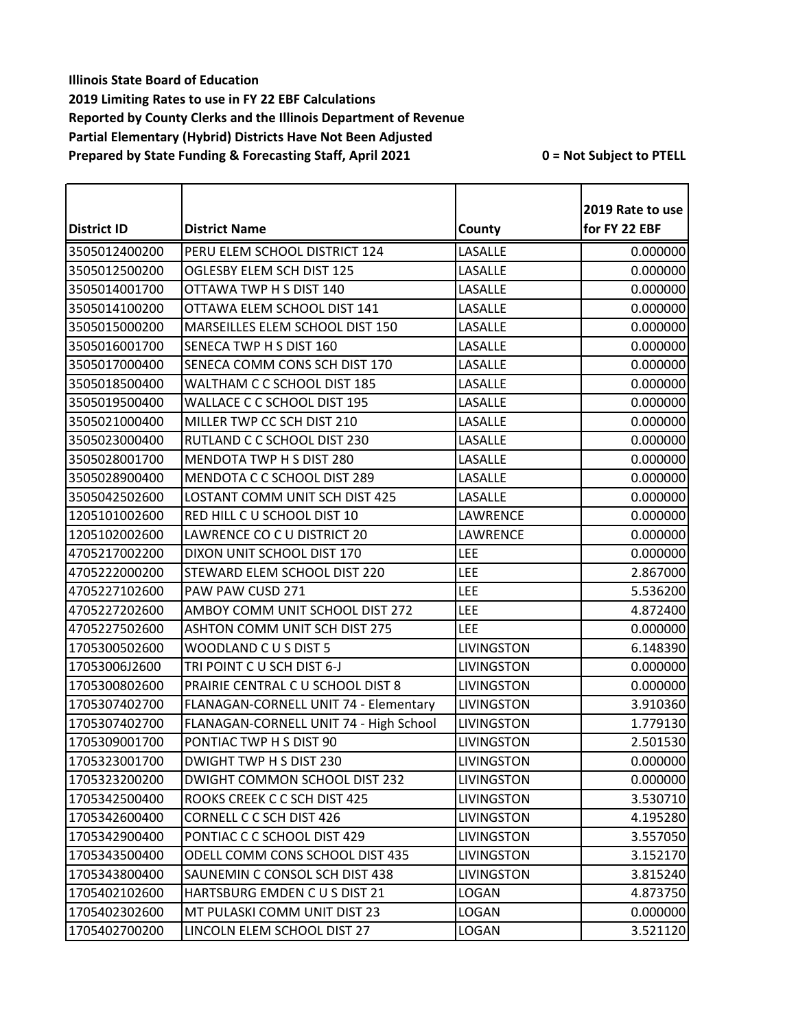**Illinois State Board of Education**
**2019 Limiting Rates to use in FY 22 EBF Calculations**
**Reported by County Clerks and the Illinois Department of Revenue**
**Partial Elementary (Hybrid) Districts Have Not Been Adjusted**
**Prepared by State Funding & Forecasting Staff, April 2021**

**0 = Not Subject to PTELL**

| District ID | District Name | County | 2019 Rate to use for FY 22 EBF |
|---|---|---|---|
| 3505012400200 | PERU ELEM SCHOOL DISTRICT 124 | LASALLE | 0.000000 |
| 3505012500200 | OGLESBY ELEM SCH DIST 125 | LASALLE | 0.000000 |
| 3505014001700 | OTTAWA TWP H S DIST 140 | LASALLE | 0.000000 |
| 3505014100200 | OTTAWA ELEM SCHOOL DIST 141 | LASALLE | 0.000000 |
| 3505015000200 | MARSEILLES ELEM SCHOOL DIST 150 | LASALLE | 0.000000 |
| 3505016001700 | SENECA TWP H S DIST 160 | LASALLE | 0.000000 |
| 3505017000400 | SENECA COMM CONS SCH DIST 170 | LASALLE | 0.000000 |
| 3505018500400 | WALTHAM C C SCHOOL DIST 185 | LASALLE | 0.000000 |
| 3505019500400 | WALLACE C C SCHOOL DIST 195 | LASALLE | 0.000000 |
| 3505021000400 | MILLER TWP CC SCH DIST 210 | LASALLE | 0.000000 |
| 3505023000400 | RUTLAND C C SCHOOL DIST 230 | LASALLE | 0.000000 |
| 3505028001700 | MENDOTA TWP H S DIST 280 | LASALLE | 0.000000 |
| 3505028900400 | MENDOTA C C SCHOOL DIST 289 | LASALLE | 0.000000 |
| 3505042502600 | LOSTANT COMM UNIT SCH DIST 425 | LASALLE | 0.000000 |
| 1205101002600 | RED HILL C U SCHOOL DIST 10 | LAWRENCE | 0.000000 |
| 1205102002600 | LAWRENCE CO C U DISTRICT 20 | LAWRENCE | 0.000000 |
| 4705217002200 | DIXON UNIT SCHOOL DIST 170 | LEE | 0.000000 |
| 4705222000200 | STEWARD ELEM SCHOOL DIST 220 | LEE | 2.867000 |
| 4705227102600 | PAW PAW CUSD 271 | LEE | 5.536200 |
| 4705227202600 | AMBOY COMM UNIT SCHOOL DIST 272 | LEE | 4.872400 |
| 4705227502600 | ASHTON COMM UNIT SCH DIST 275 | LEE | 0.000000 |
| 1705300502600 | WOODLAND C U S DIST 5 | LIVINGSTON | 6.148390 |
| 17053006J2600 | TRI POINT C U SCH DIST 6-J | LIVINGSTON | 0.000000 |
| 1705300802600 | PRAIRIE CENTRAL C U SCHOOL DIST 8 | LIVINGSTON | 0.000000 |
| 1705307402700 | FLANAGAN-CORNELL UNIT 74 - Elementary | LIVINGSTON | 3.910360 |
| 1705307402700 | FLANAGAN-CORNELL UNIT 74 - High School | LIVINGSTON | 1.779130 |
| 1705309001700 | PONTIAC TWP H S DIST 90 | LIVINGSTON | 2.501530 |
| 1705323001700 | DWIGHT TWP H S DIST 230 | LIVINGSTON | 0.000000 |
| 1705323200200 | DWIGHT COMMON SCHOOL DIST 232 | LIVINGSTON | 0.000000 |
| 1705342500400 | ROOKS CREEK C C SCH DIST 425 | LIVINGSTON | 3.530710 |
| 1705342600400 | CORNELL C C SCH DIST 426 | LIVINGSTON | 4.195280 |
| 1705342900400 | PONTIAC C C SCHOOL DIST 429 | LIVINGSTON | 3.557050 |
| 1705343500400 | ODELL COMM CONS SCHOOL DIST 435 | LIVINGSTON | 3.152170 |
| 1705343800400 | SAUNEMIN C CONSOL SCH DIST 438 | LIVINGSTON | 3.815240 |
| 1705402102600 | HARTSBURG EMDEN C U S DIST 21 | LOGAN | 4.873750 |
| 1705402302600 | MT PULASKI COMM UNIT DIST 23 | LOGAN | 0.000000 |
| 1705402700200 | LINCOLN ELEM SCHOOL DIST 27 | LOGAN | 3.521120 |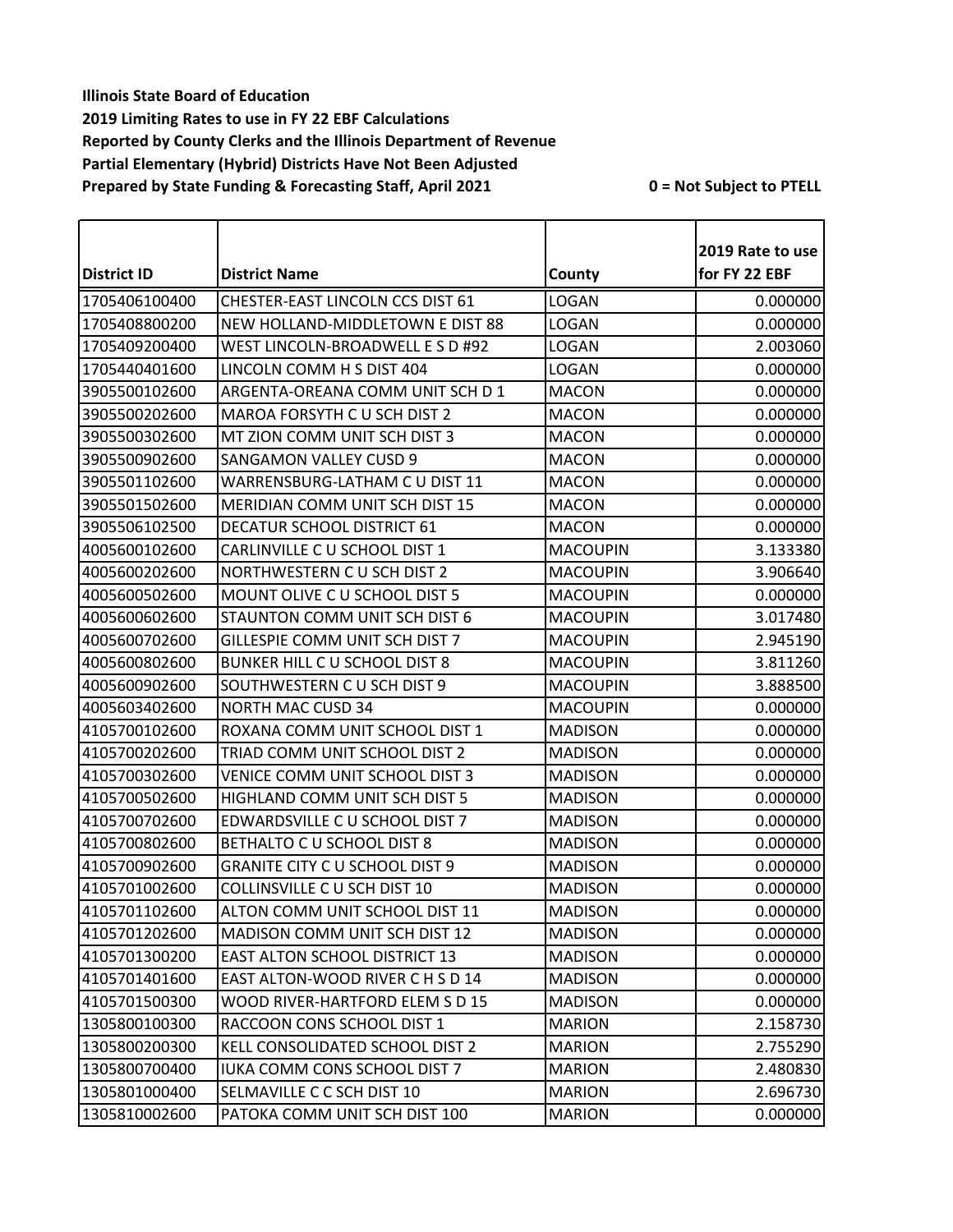**Illinois State Board of Education**
**2019 Limiting Rates to use in FY 22 EBF Calculations**
**Reported by County Clerks and the Illinois Department of Revenue**
**Partial Elementary (Hybrid) Districts Have Not Been Adjusted**
**Prepared by State Funding & Forecasting Staff, April 2021**

**0 = Not Subject to PTELL**

| District ID | District Name | County | 2019 Rate to use for FY 22 EBF |
|---|---|---|---|
| 1705406100400 | CHESTER-EAST LINCOLN CCS DIST 61 | LOGAN | 0.000000 |
| 1705408800200 | NEW HOLLAND-MIDDLETOWN E DIST 88 | LOGAN | 0.000000 |
| 1705409200400 | WEST LINCOLN-BROADWELL E S D #92 | LOGAN | 2.003060 |
| 1705440401600 | LINCOLN COMM H S DIST 404 | LOGAN | 0.000000 |
| 3905500102600 | ARGENTA-OREANA COMM UNIT SCH D 1 | MACON | 0.000000 |
| 3905500202600 | MAROA FORSYTH C U SCH DIST 2 | MACON | 0.000000 |
| 3905500302600 | MT ZION COMM UNIT SCH DIST 3 | MACON | 0.000000 |
| 3905500902600 | SANGAMON VALLEY CUSD 9 | MACON | 0.000000 |
| 3905501102600 | WARRENSBURG-LATHAM C U DIST 11 | MACON | 0.000000 |
| 3905501502600 | MERIDIAN COMM UNIT SCH DIST 15 | MACON | 0.000000 |
| 3905506102500 | DECATUR SCHOOL DISTRICT 61 | MACON | 0.000000 |
| 4005600102600 | CARLINVILLE C U SCHOOL DIST 1 | MACOUPIN | 3.133380 |
| 4005600202600 | NORTHWESTERN C U SCH DIST 2 | MACOUPIN | 3.906640 |
| 4005600502600 | MOUNT OLIVE C U SCHOOL DIST 5 | MACOUPIN | 0.000000 |
| 4005600602600 | STAUNTON COMM UNIT SCH DIST 6 | MACOUPIN | 3.017480 |
| 4005600702600 | GILLESPIE COMM UNIT SCH DIST 7 | MACOUPIN | 2.945190 |
| 4005600802600 | BUNKER HILL C U SCHOOL DIST 8 | MACOUPIN | 3.811260 |
| 4005600902600 | SOUTHWESTERN C U SCH DIST 9 | MACOUPIN | 3.888500 |
| 4005603402600 | NORTH MAC CUSD 34 | MACOUPIN | 0.000000 |
| 4105700102600 | ROXANA COMM UNIT SCHOOL DIST 1 | MADISON | 0.000000 |
| 4105700202600 | TRIAD COMM UNIT SCHOOL DIST 2 | MADISON | 0.000000 |
| 4105700302600 | VENICE COMM UNIT SCHOOL DIST 3 | MADISON | 0.000000 |
| 4105700502600 | HIGHLAND COMM UNIT SCH DIST 5 | MADISON | 0.000000 |
| 4105700702600 | EDWARDSVILLE C U SCHOOL DIST 7 | MADISON | 0.000000 |
| 4105700802600 | BETHALTO C U SCHOOL DIST 8 | MADISON | 0.000000 |
| 4105700902600 | GRANITE CITY C U SCHOOL DIST 9 | MADISON | 0.000000 |
| 4105701002600 | COLLINSVILLE C U SCH DIST 10 | MADISON | 0.000000 |
| 4105701102600 | ALTON COMM UNIT SCHOOL DIST 11 | MADISON | 0.000000 |
| 4105701202600 | MADISON COMM UNIT SCH DIST 12 | MADISON | 0.000000 |
| 4105701300200 | EAST ALTON SCHOOL DISTRICT 13 | MADISON | 0.000000 |
| 4105701401600 | EAST ALTON-WOOD RIVER C H S D 14 | MADISON | 0.000000 |
| 4105701500300 | WOOD RIVER-HARTFORD ELEM S D 15 | MADISON | 0.000000 |
| 1305800100300 | RACCOON CONS SCHOOL DIST 1 | MARION | 2.158730 |
| 1305800200300 | KELL CONSOLIDATED SCHOOL DIST 2 | MARION | 2.755290 |
| 1305800700400 | IUKA COMM CONS SCHOOL DIST 7 | MARION | 2.480830 |
| 1305801000400 | SELMAVILLE C C SCH DIST 10 | MARION | 2.696730 |
| 1305810002600 | PATOKA COMM UNIT SCH DIST 100 | MARION | 0.000000 |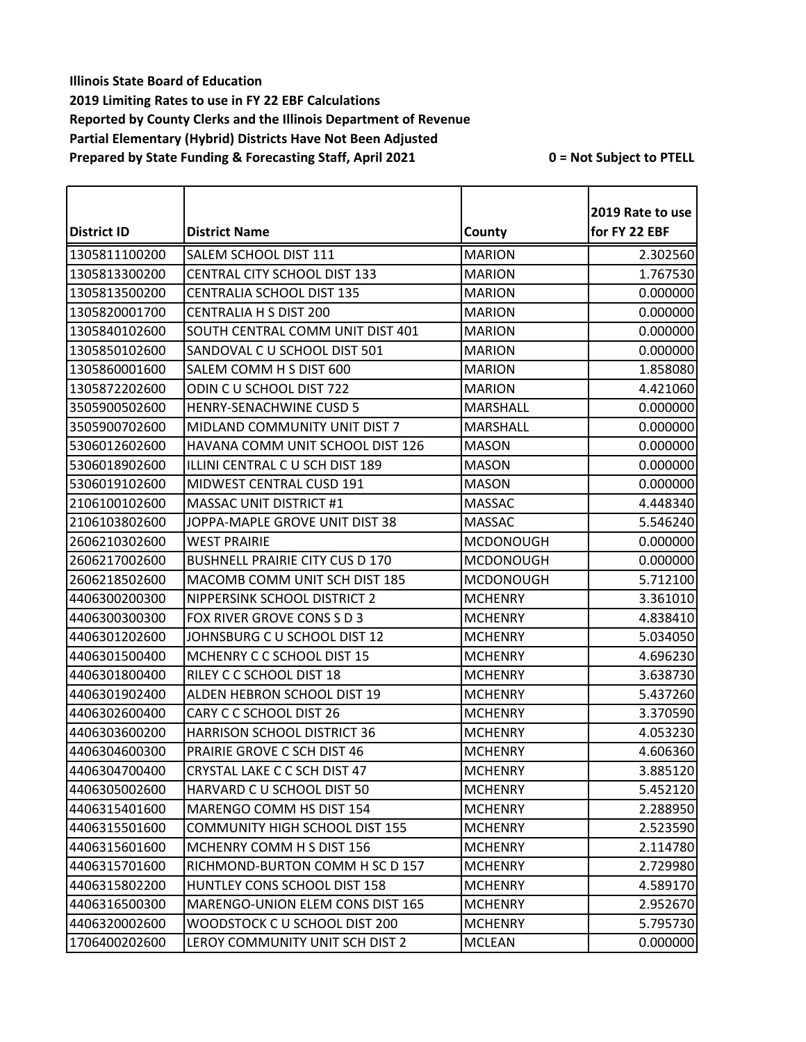**Illinois State Board of Education**
**2019 Limiting Rates to use in FY 22 EBF Calculations**
**Reported by County Clerks and the Illinois Department of Revenue**
**Partial Elementary (Hybrid) Districts Have Not Been Adjusted**
**Prepared by State Funding & Forecasting Staff, April 2021** **0 = Not Subject to PTELL**

| District ID | District Name | County | 2019 Rate to use for FY 22 EBF |
|---|---|---|---|
| 1305811100200 | SALEM SCHOOL DIST 111 | MARION | 2.302560 |
| 1305813300200 | CENTRAL CITY SCHOOL DIST 133 | MARION | 1.767530 |
| 1305813500200 | CENTRALIA SCHOOL DIST 135 | MARION | 0.000000 |
| 1305820001700 | CENTRALIA H S DIST 200 | MARION | 0.000000 |
| 1305840102600 | SOUTH CENTRAL COMM UNIT DIST 401 | MARION | 0.000000 |
| 1305850102600 | SANDOVAL C U SCHOOL DIST 501 | MARION | 0.000000 |
| 1305860001600 | SALEM COMM H S DIST 600 | MARION | 1.858080 |
| 1305872202600 | ODIN C U SCHOOL DIST 722 | MARION | 4.421060 |
| 3505900502600 | HENRY-SENACHWINE CUSD 5 | MARSHALL | 0.000000 |
| 3505900702600 | MIDLAND COMMUNITY UNIT DIST 7 | MARSHALL | 0.000000 |
| 5306012602600 | HAVANA COMM UNIT SCHOOL DIST 126 | MASON | 0.000000 |
| 5306018902600 | ILLINI CENTRAL C U SCH DIST 189 | MASON | 0.000000 |
| 5306019102600 | MIDWEST CENTRAL CUSD 191 | MASON | 0.000000 |
| 2106100102600 | MASSAC UNIT DISTRICT #1 | MASSAC | 4.448340 |
| 2106103802600 | JOPPA-MAPLE GROVE UNIT DIST 38 | MASSAC | 5.546240 |
| 2606210302600 | WEST PRAIRIE | MCDONOUGH | 0.000000 |
| 2606217002600 | BUSHNELL PRAIRIE CITY CUS D 170 | MCDONOUGH | 0.000000 |
| 2606218502600 | MACOMB COMM UNIT SCH DIST 185 | MCDONOUGH | 5.712100 |
| 4406300200300 | NIPPERSINK SCHOOL DISTRICT 2 | MCHENRY | 3.361010 |
| 4406300300300 | FOX RIVER GROVE CONS S D 3 | MCHENRY | 4.838410 |
| 4406301202600 | JOHNSBURG C U SCHOOL DIST 12 | MCHENRY | 5.034050 |
| 4406301500400 | MCHENRY C C SCHOOL DIST 15 | MCHENRY | 4.696230 |
| 4406301800400 | RILEY C C SCHOOL DIST 18 | MCHENRY | 3.638730 |
| 4406301902400 | ALDEN HEBRON SCHOOL DIST 19 | MCHENRY | 5.437260 |
| 4406302600400 | CARY C C SCHOOL DIST 26 | MCHENRY | 3.370590 |
| 4406303600200 | HARRISON SCHOOL DISTRICT 36 | MCHENRY | 4.053230 |
| 4406304600300 | PRAIRIE GROVE C SCH DIST 46 | MCHENRY | 4.606360 |
| 4406304700400 | CRYSTAL LAKE C C SCH DIST 47 | MCHENRY | 3.885120 |
| 4406305002600 | HARVARD C U SCHOOL DIST 50 | MCHENRY | 5.452120 |
| 4406315401600 | MARENGO COMM HS DIST 154 | MCHENRY | 2.288950 |
| 4406315501600 | COMMUNITY HIGH SCHOOL DIST 155 | MCHENRY | 2.523590 |
| 4406315601600 | MCHENRY COMM H S DIST 156 | MCHENRY | 2.114780 |
| 4406315701600 | RICHMOND-BURTON COMM H SC D 157 | MCHENRY | 2.729980 |
| 4406315802200 | HUNTLEY CONS SCHOOL DIST 158 | MCHENRY | 4.589170 |
| 4406316500300 | MARENGO-UNION ELEM CONS DIST 165 | MCHENRY | 2.952670 |
| 4406320002600 | WOODSTOCK C U SCHOOL DIST 200 | MCHENRY | 5.795730 |
| 1706400202600 | LEROY COMMUNITY UNIT SCH DIST 2 | MCLEAN | 0.000000 |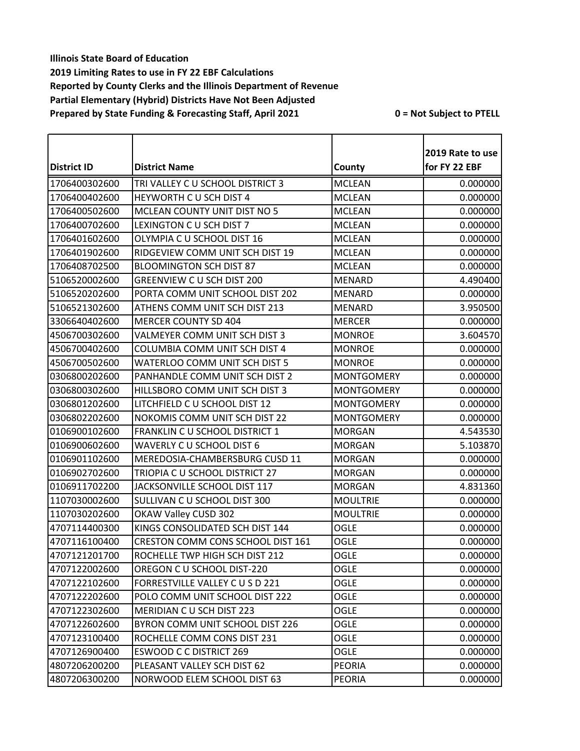**Illinois State Board of Education**
**2019 Limiting Rates to use in FY 22 EBF Calculations**
**Reported by County Clerks and the Illinois Department of Revenue**
**Partial Elementary (Hybrid) Districts Have Not Been Adjusted**
**Prepared by State Funding & Forecasting Staff, April 2021** **0 = Not Subject to PTELL**

| District ID | District Name | County | 2019 Rate to use for FY 22 EBF |
|---|---|---|---|
| 1706400302600 | TRI VALLEY C U SCHOOL DISTRICT 3 | MCLEAN | 0.000000 |
| 1706400402600 | HEYWORTH C U SCH DIST 4 | MCLEAN | 0.000000 |
| 1706400502600 | MCLEAN COUNTY UNIT DIST NO 5 | MCLEAN | 0.000000 |
| 1706400702600 | LEXINGTON C U SCH DIST 7 | MCLEAN | 0.000000 |
| 1706401602600 | OLYMPIA C U SCHOOL DIST 16 | MCLEAN | 0.000000 |
| 1706401902600 | RIDGEVIEW COMM UNIT SCH DIST 19 | MCLEAN | 0.000000 |
| 1706408702500 | BLOOMINGTON SCH DIST 87 | MCLEAN | 0.000000 |
| 5106520002600 | GREENVIEW C U SCH DIST 200 | MENARD | 4.490400 |
| 5106520202600 | PORTA COMM UNIT SCHOOL DIST 202 | MENARD | 0.000000 |
| 5106521302600 | ATHENS COMM UNIT SCH DIST 213 | MENARD | 3.950500 |
| 3306640402600 | MERCER COUNTY SD 404 | MERCER | 0.000000 |
| 4506700302600 | VALMEYER COMM UNIT SCH DIST 3 | MONROE | 3.604570 |
| 4506700402600 | COLUMBIA COMM UNIT SCH DIST 4 | MONROE | 0.000000 |
| 4506700502600 | WATERLOO COMM UNIT SCH DIST 5 | MONROE | 0.000000 |
| 0306800202600 | PANHANDLE COMM UNIT SCH DIST 2 | MONTGOMERY | 0.000000 |
| 0306800302600 | HILLSBORO COMM UNIT SCH DIST 3 | MONTGOMERY | 0.000000 |
| 0306801202600 | LITCHFIELD C U SCHOOL DIST 12 | MONTGOMERY | 0.000000 |
| 0306802202600 | NOKOMIS COMM UNIT SCH DIST 22 | MONTGOMERY | 0.000000 |
| 0106900102600 | FRANKLIN C U SCHOOL DISTRICT 1 | MORGAN | 4.543530 |
| 0106900602600 | WAVERLY C U SCHOOL DIST 6 | MORGAN | 5.103870 |
| 0106901102600 | MEREDOSIA-CHAMBERSBURG CUSD 11 | MORGAN | 0.000000 |
| 0106902702600 | TRIOPIA C U SCHOOL DISTRICT 27 | MORGAN | 0.000000 |
| 0106911702200 | JACKSONVILLE SCHOOL DIST 117 | MORGAN | 4.831360 |
| 1107030002600 | SULLIVAN C U SCHOOL DIST 300 | MOULTRIE | 0.000000 |
| 1107030202600 | OKAW Valley CUSD 302 | MOULTRIE | 0.000000 |
| 4707114400300 | KINGS CONSOLIDATED SCH DIST 144 | OGLE | 0.000000 |
| 4707116100400 | CRESTON COMM CONS SCHOOL DIST 161 | OGLE | 0.000000 |
| 4707121201700 | ROCHELLE TWP HIGH SCH DIST 212 | OGLE | 0.000000 |
| 4707122002600 | OREGON C U SCHOOL DIST-220 | OGLE | 0.000000 |
| 4707122102600 | FORRESTVILLE VALLEY C U S D 221 | OGLE | 0.000000 |
| 4707122202600 | POLO COMM UNIT SCHOOL DIST 222 | OGLE | 0.000000 |
| 4707122302600 | MERIDIAN C U SCH DIST 223 | OGLE | 0.000000 |
| 4707122602600 | BYRON COMM UNIT SCHOOL DIST 226 | OGLE | 0.000000 |
| 4707123100400 | ROCHELLE COMM CONS DIST 231 | OGLE | 0.000000 |
| 4707126900400 | ESWOOD C C DISTRICT 269 | OGLE | 0.000000 |
| 4807206200200 | PLEASANT VALLEY SCH DIST 62 | PEORIA | 0.000000 |
| 4807206300200 | NORWOOD ELEM SCHOOL DIST 63 | PEORIA | 0.000000 |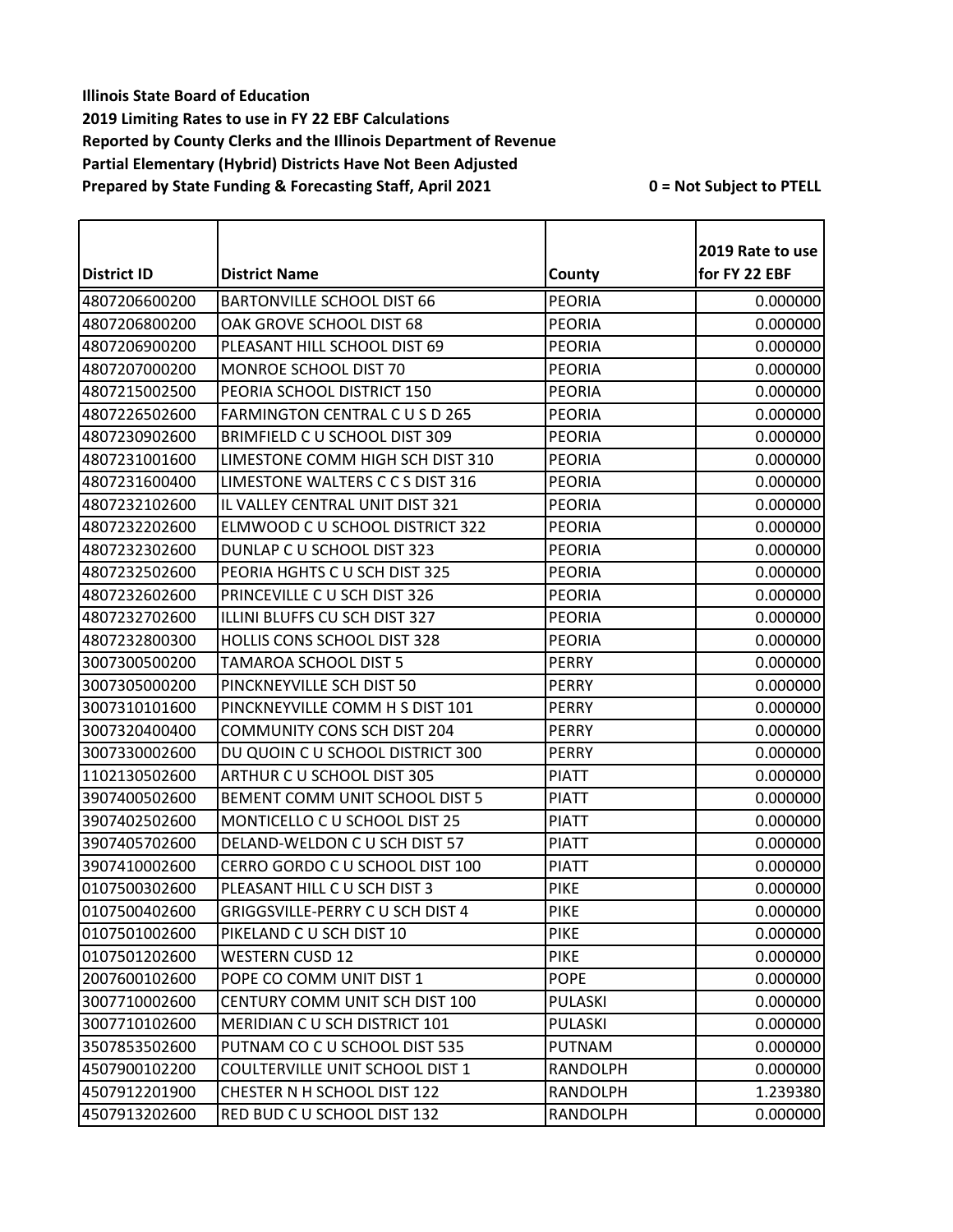**Illinois State Board of Education**
**2019 Limiting Rates to use in FY 22 EBF Calculations**
**Reported by County Clerks and the Illinois Department of Revenue**
**Partial Elementary (Hybrid) Districts Have Not Been Adjusted**
**Prepared by State Funding & Forecasting Staff, April 2021**

**0 = Not Subject to PTELL**

| District ID | District Name | County | 2019 Rate to use for FY 22 EBF |
|---|---|---|---|
| 4807206600200 | BARTONVILLE SCHOOL DIST 66 | PEORIA | 0.000000 |
| 4807206800200 | OAK GROVE SCHOOL DIST 68 | PEORIA | 0.000000 |
| 4807206900200 | PLEASANT HILL SCHOOL DIST 69 | PEORIA | 0.000000 |
| 4807207000200 | MONROE SCHOOL DIST 70 | PEORIA | 0.000000 |
| 4807215002500 | PEORIA SCHOOL DISTRICT 150 | PEORIA | 0.000000 |
| 4807226502600 | FARMINGTON CENTRAL C U S D 265 | PEORIA | 0.000000 |
| 4807230902600 | BRIMFIELD C U SCHOOL DIST 309 | PEORIA | 0.000000 |
| 4807231001600 | LIMESTONE COMM HIGH SCH DIST 310 | PEORIA | 0.000000 |
| 4807231600400 | LIMESTONE WALTERS C C S DIST 316 | PEORIA | 0.000000 |
| 4807232102600 | IL VALLEY CENTRAL UNIT DIST 321 | PEORIA | 0.000000 |
| 4807232202600 | ELMWOOD C U SCHOOL DISTRICT 322 | PEORIA | 0.000000 |
| 4807232302600 | DUNLAP C U SCHOOL DIST 323 | PEORIA | 0.000000 |
| 4807232502600 | PEORIA HGHTS C U SCH DIST 325 | PEORIA | 0.000000 |
| 4807232602600 | PRINCEVILLE C U SCH DIST 326 | PEORIA | 0.000000 |
| 4807232702600 | ILLINI BLUFFS CU SCH DIST 327 | PEORIA | 0.000000 |
| 4807232800300 | HOLLIS CONS SCHOOL DIST 328 | PEORIA | 0.000000 |
| 3007300500200 | TAMAROA SCHOOL DIST 5 | PERRY | 0.000000 |
| 3007305000200 | PINCKNEYVILLE SCH DIST 50 | PERRY | 0.000000 |
| 3007310101600 | PINCKNEYVILLE COMM H S DIST 101 | PERRY | 0.000000 |
| 3007320400400 | COMMUNITY CONS SCH DIST 204 | PERRY | 0.000000 |
| 3007330002600 | DU QUOIN C U SCHOOL DISTRICT 300 | PERRY | 0.000000 |
| 1102130502600 | ARTHUR C U SCHOOL DIST 305 | PIATT | 0.000000 |
| 3907400502600 | BEMENT COMM UNIT SCHOOL DIST 5 | PIATT | 0.000000 |
| 3907402502600 | MONTICELLO C U SCHOOL DIST 25 | PIATT | 0.000000 |
| 3907405702600 | DELAND-WELDON C U SCH DIST 57 | PIATT | 0.000000 |
| 3907410002600 | CERRO GORDO C U SCHOOL DIST 100 | PIATT | 0.000000 |
| 0107500302600 | PLEASANT HILL C U SCH DIST 3 | PIKE | 0.000000 |
| 0107500402600 | GRIGGSVILLE-PERRY C U SCH DIST 4 | PIKE | 0.000000 |
| 0107501002600 | PIKELAND C U SCH DIST 10 | PIKE | 0.000000 |
| 0107501202600 | WESTERN CUSD 12 | PIKE | 0.000000 |
| 2007600102600 | POPE CO COMM UNIT DIST 1 | POPE | 0.000000 |
| 3007710002600 | CENTURY COMM UNIT SCH DIST 100 | PULASKI | 0.000000 |
| 3007710102600 | MERIDIAN C U SCH DISTRICT 101 | PULASKI | 0.000000 |
| 3507853502600 | PUTNAM CO C U SCHOOL DIST 535 | PUTNAM | 0.000000 |
| 4507900102200 | COULTERVILLE UNIT SCHOOL DIST 1 | RANDOLPH | 0.000000 |
| 4507912201900 | CHESTER N H SCHOOL DIST 122 | RANDOLPH | 1.239380 |
| 4507913202600 | RED BUD C U SCHOOL DIST 132 | RANDOLPH | 0.000000 |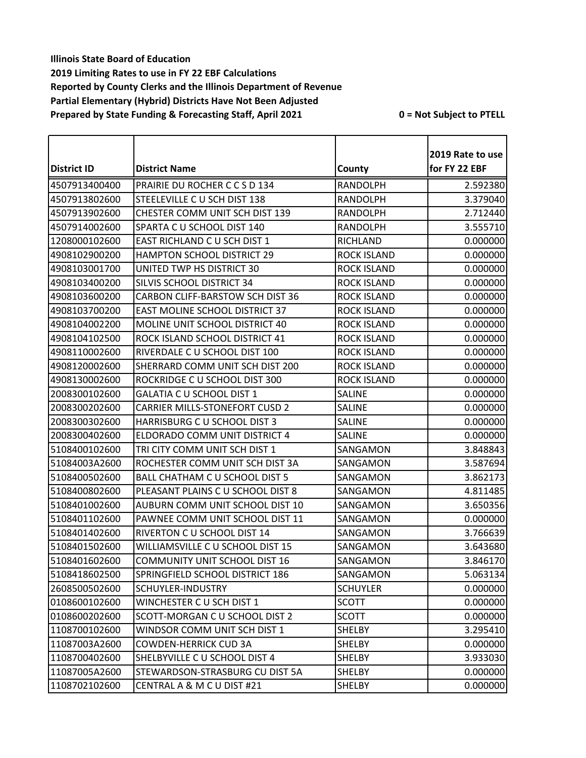**Illinois State Board of Education**
**2019 Limiting Rates to use in FY 22 EBF Calculations**
**Reported by County Clerks and the Illinois Department of Revenue**
**Partial Elementary (Hybrid) Districts Have Not Been Adjusted**
**Prepared by State Funding & Forecasting Staff, April 2021**

**0 = Not Subject to PTELL**

| District ID | District Name | County | 2019 Rate to use for FY 22 EBF |
|---|---|---|---|
| 4507913400400 | PRAIRIE DU ROCHER C C S D 134 | RANDOLPH | 2.592380 |
| 4507913802600 | STEELEVILLE C U SCH DIST 138 | RANDOLPH | 3.379040 |
| 4507913902600 | CHESTER COMM UNIT SCH DIST 139 | RANDOLPH | 2.712440 |
| 4507914002600 | SPARTA C U SCHOOL DIST 140 | RANDOLPH | 3.555710 |
| 1208000102600 | EAST RICHLAND C U SCH DIST 1 | RICHLAND | 0.000000 |
| 4908102900200 | HAMPTON SCHOOL DISTRICT 29 | ROCK ISLAND | 0.000000 |
| 4908103001700 | UNITED TWP HS DISTRICT 30 | ROCK ISLAND | 0.000000 |
| 4908103400200 | SILVIS SCHOOL DISTRICT 34 | ROCK ISLAND | 0.000000 |
| 4908103600200 | CARBON CLIFF-BARSTOW SCH DIST 36 | ROCK ISLAND | 0.000000 |
| 4908103700200 | EAST MOLINE SCHOOL DISTRICT 37 | ROCK ISLAND | 0.000000 |
| 4908104002200 | MOLINE UNIT SCHOOL DISTRICT 40 | ROCK ISLAND | 0.000000 |
| 4908104102500 | ROCK ISLAND SCHOOL DISTRICT 41 | ROCK ISLAND | 0.000000 |
| 4908110002600 | RIVERDALE C U SCHOOL DIST 100 | ROCK ISLAND | 0.000000 |
| 4908120002600 | SHERRARD COMM UNIT SCH DIST 200 | ROCK ISLAND | 0.000000 |
| 4908130002600 | ROCKRIDGE C U SCHOOL DIST 300 | ROCK ISLAND | 0.000000 |
| 2008300102600 | GALATIA C U SCHOOL DIST 1 | SALINE | 0.000000 |
| 2008300202600 | CARRIER MILLS-STONEFORT CUSD 2 | SALINE | 0.000000 |
| 2008300302600 | HARRISBURG C U SCHOOL DIST 3 | SALINE | 0.000000 |
| 2008300402600 | ELDORADO COMM UNIT DISTRICT 4 | SALINE | 0.000000 |
| 5108400102600 | TRI CITY COMM UNIT SCH DIST 1 | SANGAMON | 3.848843 |
| 51084003A2600 | ROCHESTER COMM UNIT SCH DIST 3A | SANGAMON | 3.587694 |
| 5108400502600 | BALL CHATHAM C U SCHOOL DIST 5 | SANGAMON | 3.862173 |
| 5108400802600 | PLEASANT PLAINS C U SCHOOL DIST 8 | SANGAMON | 4.811485 |
| 5108401002600 | AUBURN COMM UNIT SCHOOL DIST 10 | SANGAMON | 3.650356 |
| 5108401102600 | PAWNEE COMM UNIT SCHOOL DIST 11 | SANGAMON | 0.000000 |
| 5108401402600 | RIVERTON C U SCHOOL DIST 14 | SANGAMON | 3.766639 |
| 5108401502600 | WILLIAMSVILLE C U SCHOOL DIST 15 | SANGAMON | 3.643680 |
| 5108401602600 | COMMUNITY UNIT SCHOOL DIST 16 | SANGAMON | 3.846170 |
| 5108418602500 | SPRINGFIELD SCHOOL DISTRICT 186 | SANGAMON | 5.063134 |
| 2608500502600 | SCHUYLER-INDUSTRY | SCHUYLER | 0.000000 |
| 0108600102600 | WINCHESTER C U SCH DIST 1 | SCOTT | 0.000000 |
| 0108600202600 | SCOTT-MORGAN C U SCHOOL DIST 2 | SCOTT | 0.000000 |
| 1108700102600 | WINDSOR COMM UNIT SCH DIST 1 | SHELBY | 3.295410 |
| 11087003A2600 | COWDEN-HERRICK CUD 3A | SHELBY | 0.000000 |
| 1108700402600 | SHELBYVILLE C U SCHOOL DIST 4 | SHELBY | 3.933030 |
| 11087005A2600 | STEWARDSON-STRASBURG CU DIST 5A | SHELBY | 0.000000 |
| 1108702102600 | CENTRAL A & M C U DIST #21 | SHELBY | 0.000000 |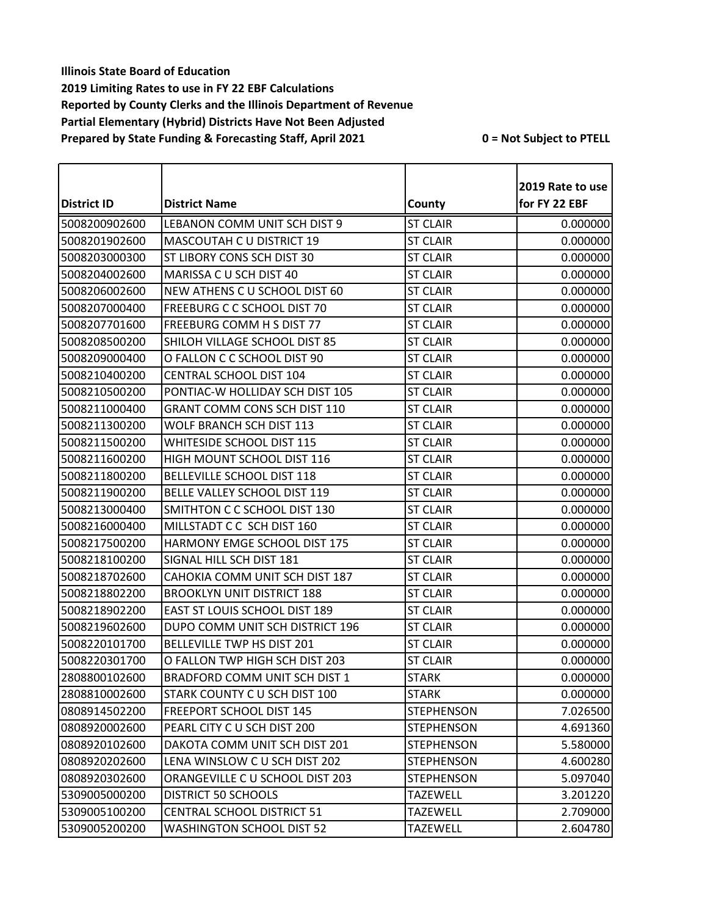**Illinois State Board of Education**
**2019 Limiting Rates to use in FY 22 EBF Calculations**
**Reported by County Clerks and the Illinois Department of Revenue**
**Partial Elementary (Hybrid) Districts Have Not Been Adjusted**
**Prepared by State Funding & Forecasting Staff, April 2021** **0 = Not Subject to PTELL**

| District ID | District Name | County | 2019 Rate to use for FY 22 EBF |
|---|---|---|---|
| 5008200902600 | LEBANON COMM UNIT SCH DIST 9 | ST CLAIR | 0.000000 |
| 5008201902600 | MASCOUTAH C U DISTRICT 19 | ST CLAIR | 0.000000 |
| 5008203000300 | ST LIBORY CONS SCH DIST 30 | ST CLAIR | 0.000000 |
| 5008204002600 | MARISSA C U SCH DIST 40 | ST CLAIR | 0.000000 |
| 5008206002600 | NEW ATHENS C U SCHOOL DIST 60 | ST CLAIR | 0.000000 |
| 5008207000400 | FREEBURG C C SCHOOL DIST 70 | ST CLAIR | 0.000000 |
| 5008207701600 | FREEBURG COMM H S DIST 77 | ST CLAIR | 0.000000 |
| 5008208500200 | SHILOH VILLAGE SCHOOL DIST 85 | ST CLAIR | 0.000000 |
| 5008209000400 | O FALLON C C SCHOOL DIST 90 | ST CLAIR | 0.000000 |
| 5008210400200 | CENTRAL SCHOOL DIST 104 | ST CLAIR | 0.000000 |
| 5008210500200 | PONTIAC-W HOLLIDAY SCH DIST 105 | ST CLAIR | 0.000000 |
| 5008211000400 | GRANT COMM CONS SCH DIST 110 | ST CLAIR | 0.000000 |
| 5008211300200 | WOLF BRANCH SCH DIST 113 | ST CLAIR | 0.000000 |
| 5008211500200 | WHITESIDE SCHOOL DIST 115 | ST CLAIR | 0.000000 |
| 5008211600200 | HIGH MOUNT SCHOOL DIST 116 | ST CLAIR | 0.000000 |
| 5008211800200 | BELLEVILLE SCHOOL DIST 118 | ST CLAIR | 0.000000 |
| 5008211900200 | BELLE VALLEY SCHOOL DIST 119 | ST CLAIR | 0.000000 |
| 5008213000400 | SMITHTON C C SCHOOL DIST 130 | ST CLAIR | 0.000000 |
| 5008216000400 | MILLSTADT C C SCH DIST 160 | ST CLAIR | 0.000000 |
| 5008217500200 | HARMONY EMGE SCHOOL DIST 175 | ST CLAIR | 0.000000 |
| 5008218100200 | SIGNAL HILL SCH DIST 181 | ST CLAIR | 0.000000 |
| 5008218702600 | CAHOKIA COMM UNIT SCH DIST 187 | ST CLAIR | 0.000000 |
| 5008218802200 | BROOKLYN UNIT DISTRICT 188 | ST CLAIR | 0.000000 |
| 5008218902200 | EAST ST LOUIS SCHOOL DIST 189 | ST CLAIR | 0.000000 |
| 5008219602600 | DUPO COMM UNIT SCH DISTRICT 196 | ST CLAIR | 0.000000 |
| 5008220101700 | BELLEVILLE TWP HS DIST 201 | ST CLAIR | 0.000000 |
| 5008220301700 | O FALLON TWP HIGH SCH DIST 203 | ST CLAIR | 0.000000 |
| 2808800102600 | BRADFORD COMM UNIT SCH DIST 1 | STARK | 0.000000 |
| 2808810002600 | STARK COUNTY C U SCH DIST 100 | STARK | 0.000000 |
| 0808914502200 | FREEPORT SCHOOL DIST 145 | STEPHENSON | 7.026500 |
| 0808920002600 | PEARL CITY C U SCH DIST 200 | STEPHENSON | 4.691360 |
| 0808920102600 | DAKOTA COMM UNIT SCH DIST 201 | STEPHENSON | 5.580000 |
| 0808920202600 | LENA WINSLOW C U SCH DIST 202 | STEPHENSON | 4.600280 |
| 0808920302600 | ORANGEVILLE C U SCHOOL DIST 203 | STEPHENSON | 5.097040 |
| 5309005000200 | DISTRICT 50 SCHOOLS | TAZEWELL | 3.201220 |
| 5309005100200 | CENTRAL SCHOOL DISTRICT 51 | TAZEWELL | 2.709000 |
| 5309005200200 | WASHINGTON SCHOOL DIST 52 | TAZEWELL | 2.604780 |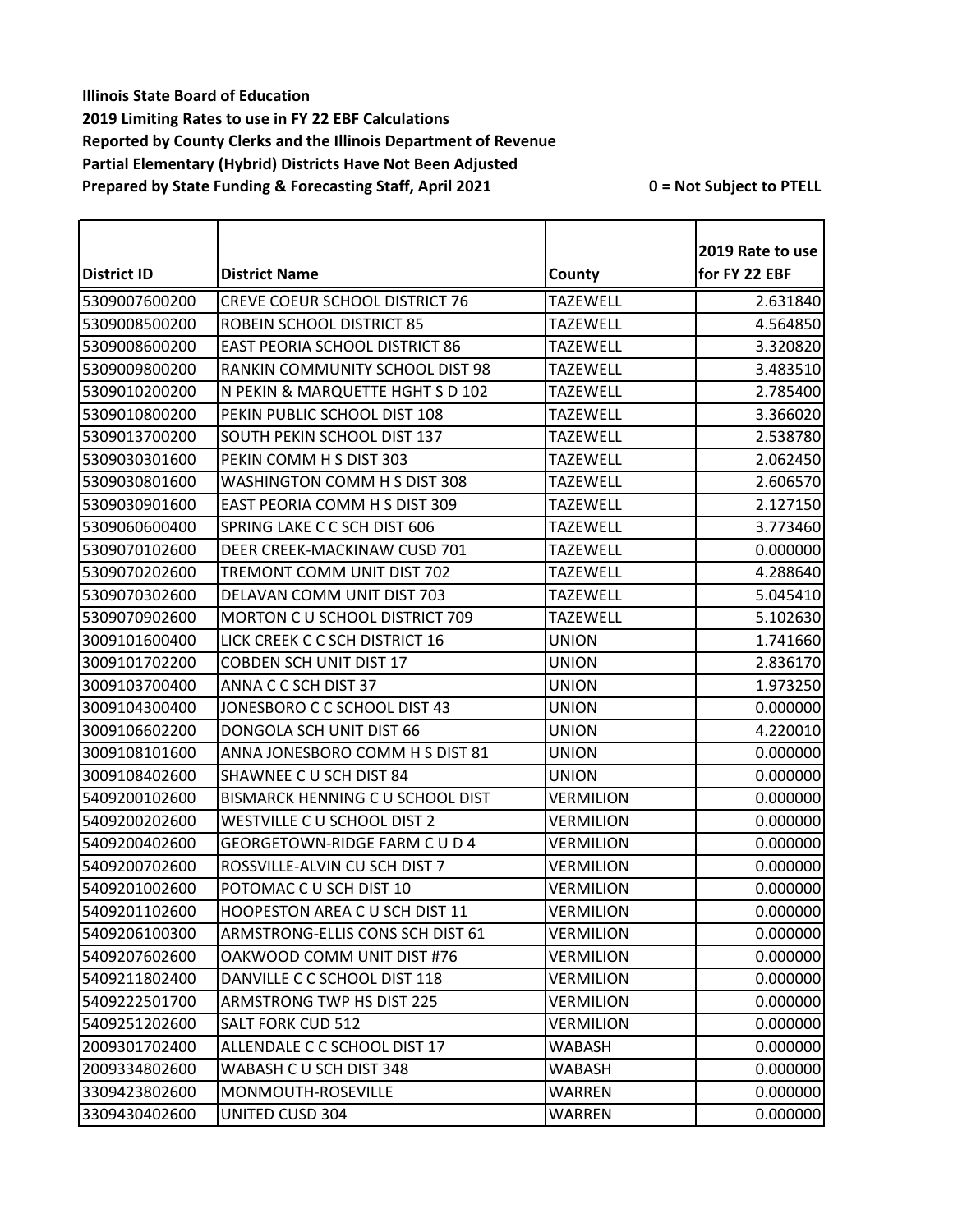**Illinois State Board of Education**
**2019 Limiting Rates to use in FY 22 EBF Calculations**
**Reported by County Clerks and the Illinois Department of Revenue**
**Partial Elementary (Hybrid) Districts Have Not Been Adjusted**
**Prepared by State Funding & Forecasting Staff, April 2021**

**0 = Not Subject to PTELL**

| District ID | District Name | County | 2019 Rate to use for FY 22 EBF |
|---|---|---|---|
| 5309007600200 | CREVE COEUR SCHOOL DISTRICT 76 | TAZEWELL | 2.631840 |
| 5309008500200 | ROBEIN SCHOOL DISTRICT 85 | TAZEWELL | 4.564850 |
| 5309008600200 | EAST PEORIA SCHOOL DISTRICT 86 | TAZEWELL | 3.320820 |
| 5309009800200 | RANKIN COMMUNITY SCHOOL DIST 98 | TAZEWELL | 3.483510 |
| 5309010200200 | N PEKIN & MARQUETTE HGHT S D 102 | TAZEWELL | 2.785400 |
| 5309010800200 | PEKIN PUBLIC SCHOOL DIST 108 | TAZEWELL | 3.366020 |
| 5309013700200 | SOUTH PEKIN SCHOOL DIST 137 | TAZEWELL | 2.538780 |
| 5309030301600 | PEKIN COMM H S DIST 303 | TAZEWELL | 2.062450 |
| 5309030801600 | WASHINGTON COMM H S DIST 308 | TAZEWELL | 2.606570 |
| 5309030901600 | EAST PEORIA COMM H S DIST 309 | TAZEWELL | 2.127150 |
| 5309060600400 | SPRING LAKE C C SCH DIST 606 | TAZEWELL | 3.773460 |
| 5309070102600 | DEER CREEK-MACKINAW CUSD 701 | TAZEWELL | 0.000000 |
| 5309070202600 | TREMONT COMM UNIT DIST 702 | TAZEWELL | 4.288640 |
| 5309070302600 | DELAVAN COMM UNIT DIST 703 | TAZEWELL | 5.045410 |
| 5309070902600 | MORTON C U SCHOOL DISTRICT 709 | TAZEWELL | 5.102630 |
| 3009101600400 | LICK CREEK C C SCH DISTRICT 16 | UNION | 1.741660 |
| 3009101702200 | COBDEN SCH UNIT DIST 17 | UNION | 2.836170 |
| 3009103700400 | ANNA C C SCH DIST 37 | UNION | 1.973250 |
| 3009104300400 | JONESBORO C C SCHOOL DIST 43 | UNION | 0.000000 |
| 3009106602200 | DONGOLA SCH UNIT DIST 66 | UNION | 4.220010 |
| 3009108101600 | ANNA JONESBORO COMM H S DIST 81 | UNION | 0.000000 |
| 3009108402600 | SHAWNEE C U SCH DIST 84 | UNION | 0.000000 |
| 5409200102600 | BISMARCK HENNING C U SCHOOL DIST | VERMILION | 0.000000 |
| 5409200202600 | WESTVILLE C U SCHOOL DIST 2 | VERMILION | 0.000000 |
| 5409200402600 | GEORGETOWN-RIDGE FARM C U D 4 | VERMILION | 0.000000 |
| 5409200702600 | ROSSVILLE-ALVIN CU SCH DIST 7 | VERMILION | 0.000000 |
| 5409201002600 | POTOMAC C U SCH DIST 10 | VERMILION | 0.000000 |
| 5409201102600 | HOOPESTON AREA C U SCH DIST 11 | VERMILION | 0.000000 |
| 5409206100300 | ARMSTRONG-ELLIS CONS SCH DIST 61 | VERMILION | 0.000000 |
| 5409207602600 | OAKWOOD COMM UNIT DIST #76 | VERMILION | 0.000000 |
| 5409211802400 | DANVILLE C C SCHOOL DIST 118 | VERMILION | 0.000000 |
| 5409222501700 | ARMSTRONG TWP HS DIST 225 | VERMILION | 0.000000 |
| 5409251202600 | SALT FORK CUD 512 | VERMILION | 0.000000 |
| 2009301702400 | ALLENDALE C C SCHOOL DIST 17 | WABASH | 0.000000 |
| 2009334802600 | WABASH C U SCH DIST 348 | WABASH | 0.000000 |
| 3309423802600 | MONMOUTH-ROSEVILLE | WARREN | 0.000000 |
| 3309430402600 | UNITED CUSD 304 | WARREN | 0.000000 |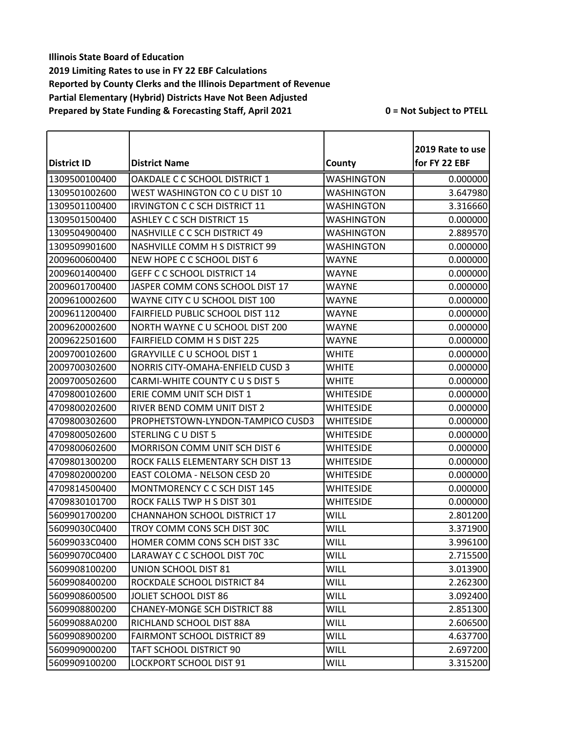**Illinois State Board of Education**
**2019 Limiting Rates to use in FY 22 EBF Calculations**
**Reported by County Clerks and the Illinois Department of Revenue**
**Partial Elementary (Hybrid) Districts Have Not Been Adjusted**
**Prepared by State Funding & Forecasting Staff, April 2021** **0 = Not Subject to PTELL**

| District ID | District Name | County | 2019 Rate to use for FY 22 EBF |
|---|---|---|---|
| 1309500100400 | OAKDALE C C SCHOOL DISTRICT 1 | WASHINGTON | 0.000000 |
| 1309501002600 | WEST WASHINGTON CO C U DIST 10 | WASHINGTON | 3.647980 |
| 1309501100400 | IRVINGTON C C SCH DISTRICT 11 | WASHINGTON | 3.316660 |
| 1309501500400 | ASHLEY C C SCH DISTRICT 15 | WASHINGTON | 0.000000 |
| 1309504900400 | NASHVILLE C C SCH DISTRICT 49 | WASHINGTON | 2.889570 |
| 1309509901600 | NASHVILLE COMM H S DISTRICT 99 | WASHINGTON | 0.000000 |
| 2009600600400 | NEW HOPE C C SCHOOL DIST 6 | WAYNE | 0.000000 |
| 2009601400400 | GEFF C C SCHOOL DISTRICT 14 | WAYNE | 0.000000 |
| 2009601700400 | JASPER COMM CONS SCHOOL DIST 17 | WAYNE | 0.000000 |
| 2009610002600 | WAYNE CITY C U SCHOOL DIST 100 | WAYNE | 0.000000 |
| 2009611200400 | FAIRFIELD PUBLIC SCHOOL DIST 112 | WAYNE | 0.000000 |
| 2009620002600 | NORTH WAYNE C U SCHOOL DIST 200 | WAYNE | 0.000000 |
| 2009622501600 | FAIRFIELD COMM H S DIST 225 | WAYNE | 0.000000 |
| 2009700102600 | GRAYVILLE C U SCHOOL DIST 1 | WHITE | 0.000000 |
| 2009700302600 | NORRIS CITY-OMAHA-ENFIELD CUSD 3 | WHITE | 0.000000 |
| 2009700502600 | CARMI-WHITE COUNTY C U S DIST 5 | WHITE | 0.000000 |
| 4709800102600 | ERIE COMM UNIT SCH DIST 1 | WHITESIDE | 0.000000 |
| 4709800202600 | RIVER BEND COMM UNIT DIST 2 | WHITESIDE | 0.000000 |
| 4709800302600 | PROPHETSTOWN-LYNDON-TAMPICO CUSD3 | WHITESIDE | 0.000000 |
| 4709800502600 | STERLING C U DIST 5 | WHITESIDE | 0.000000 |
| 4709800602600 | MORRISON COMM UNIT SCH DIST 6 | WHITESIDE | 0.000000 |
| 4709801300200 | ROCK FALLS ELEMENTARY SCH DIST 13 | WHITESIDE | 0.000000 |
| 4709802000200 | EAST COLOMA - NELSON CESD 20 | WHITESIDE | 0.000000 |
| 4709814500400 | MONTMORENCY C C SCH DIST 145 | WHITESIDE | 0.000000 |
| 4709830101700 | ROCK FALLS TWP H S DIST 301 | WHITESIDE | 0.000000 |
| 5609901700200 | CHANNAHON SCHOOL DISTRICT 17 | WILL | 2.801200 |
| 56099030C0400 | TROY COMM CONS SCH DIST 30C | WILL | 3.371900 |
| 56099033C0400 | HOMER COMM CONS SCH DIST 33C | WILL | 3.996100 |
| 56099070C0400 | LARAWAY C C SCHOOL DIST 70C | WILL | 2.715500 |
| 5609908100200 | UNION SCHOOL DIST 81 | WILL | 3.013900 |
| 5609908400200 | ROCKDALE SCHOOL DISTRICT 84 | WILL | 2.262300 |
| 5609908600500 | JOLIET SCHOOL DIST 86 | WILL | 3.092400 |
| 5609908800200 | CHANEY-MONGE SCH DISTRICT 88 | WILL | 2.851300 |
| 56099088A0200 | RICHLAND SCHOOL DIST 88A | WILL | 2.606500 |
| 5609908900200 | FAIRMONT SCHOOL DISTRICT 89 | WILL | 4.637700 |
| 5609909000200 | TAFT SCHOOL DISTRICT 90 | WILL | 2.697200 |
| 5609909100200 | LOCKPORT SCHOOL DIST 91 | WILL | 3.315200 |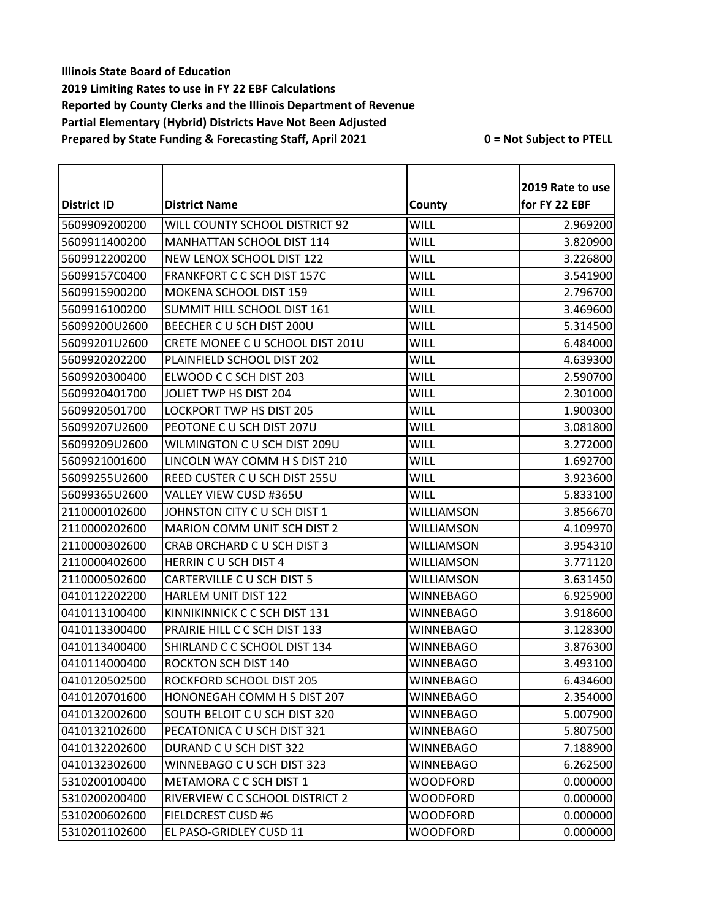**Illinois State Board of Education**
**2019 Limiting Rates to use in FY 22 EBF Calculations**
**Reported by County Clerks and the Illinois Department of Revenue**
**Partial Elementary (Hybrid) Districts Have Not Been Adjusted**
**Prepared by State Funding & Forecasting Staff, April 2021**

**0 = Not Subject to PTELL**

| District ID | District Name | County | 2019 Rate to use for FY 22 EBF |
|---|---|---|---|
| 5609909200200 | WILL COUNTY SCHOOL DISTRICT 92 | WILL | 2.969200 |
| 5609911400200 | MANHATTAN SCHOOL DIST 114 | WILL | 3.820900 |
| 5609912200200 | NEW LENOX SCHOOL DIST 122 | WILL | 3.226800 |
| 56099157C0400 | FRANKFORT C C SCH DIST 157C | WILL | 3.541900 |
| 5609915900200 | MOKENA SCHOOL DIST 159 | WILL | 2.796700 |
| 5609916100200 | SUMMIT HILL SCHOOL DIST 161 | WILL | 3.469600 |
| 56099200U2600 | BEECHER C U SCH DIST 200U | WILL | 5.314500 |
| 56099201U2600 | CRETE MONEE C U SCHOOL DIST 201U | WILL | 6.484000 |
| 5609920202200 | PLAINFIELD SCHOOL DIST 202 | WILL | 4.639300 |
| 5609920300400 | ELWOOD C C SCH DIST 203 | WILL | 2.590700 |
| 5609920401700 | JOLIET TWP HS DIST 204 | WILL | 2.301000 |
| 5609920501700 | LOCKPORT TWP HS DIST 205 | WILL | 1.900300 |
| 56099207U2600 | PEOTONE C U SCH DIST 207U | WILL | 3.081800 |
| 56099209U2600 | WILMINGTON C U SCH DIST 209U | WILL | 3.272000 |
| 5609921001600 | LINCOLN WAY COMM H S DIST 210 | WILL | 1.692700 |
| 56099255U2600 | REED CUSTER C U SCH DIST 255U | WILL | 3.923600 |
| 56099365U2600 | VALLEY VIEW CUSD #365U | WILL | 5.833100 |
| 2110000102600 | JOHNSTON CITY C U SCH DIST 1 | WILLIAMSON | 3.856670 |
| 2110000202600 | MARION COMM UNIT SCH DIST 2 | WILLIAMSON | 4.109970 |
| 2110000302600 | CRAB ORCHARD C U SCH DIST 3 | WILLIAMSON | 3.954310 |
| 2110000402600 | HERRIN C U SCH DIST 4 | WILLIAMSON | 3.771120 |
| 2110000502600 | CARTERVILLE C U SCH DIST 5 | WILLIAMSON | 3.631450 |
| 0410112202200 | HARLEM UNIT DIST 122 | WINNEBAGO | 6.925900 |
| 0410113100400 | KINNIKINNICK C C SCH DIST 131 | WINNEBAGO | 3.918600 |
| 0410113300400 | PRAIRIE HILL C C SCH DIST 133 | WINNEBAGO | 3.128300 |
| 0410113400400 | SHIRLAND C C SCHOOL DIST 134 | WINNEBAGO | 3.876300 |
| 0410114000400 | ROCKTON SCH DIST 140 | WINNEBAGO | 3.493100 |
| 0410120502500 | ROCKFORD SCHOOL DIST 205 | WINNEBAGO | 6.434600 |
| 0410120701600 | HONONEGAH COMM H S DIST 207 | WINNEBAGO | 2.354000 |
| 0410132002600 | SOUTH BELOIT C U SCH DIST 320 | WINNEBAGO | 5.007900 |
| 0410132102600 | PECATONICA C U SCH DIST 321 | WINNEBAGO | 5.807500 |
| 0410132202600 | DURAND C U SCH DIST 322 | WINNEBAGO | 7.188900 |
| 0410132302600 | WINNEBAGO C U SCH DIST 323 | WINNEBAGO | 6.262500 |
| 5310200100400 | METAMORA C C SCH DIST 1 | WOODFORD | 0.000000 |
| 5310200200400 | RIVERVIEW C C SCHOOL DISTRICT 2 | WOODFORD | 0.000000 |
| 5310200602600 | FIELDCREST CUSD #6 | WOODFORD | 0.000000 |
| 5310201102600 | EL PASO-GRIDLEY CUSD 11 | WOODFORD | 0.000000 |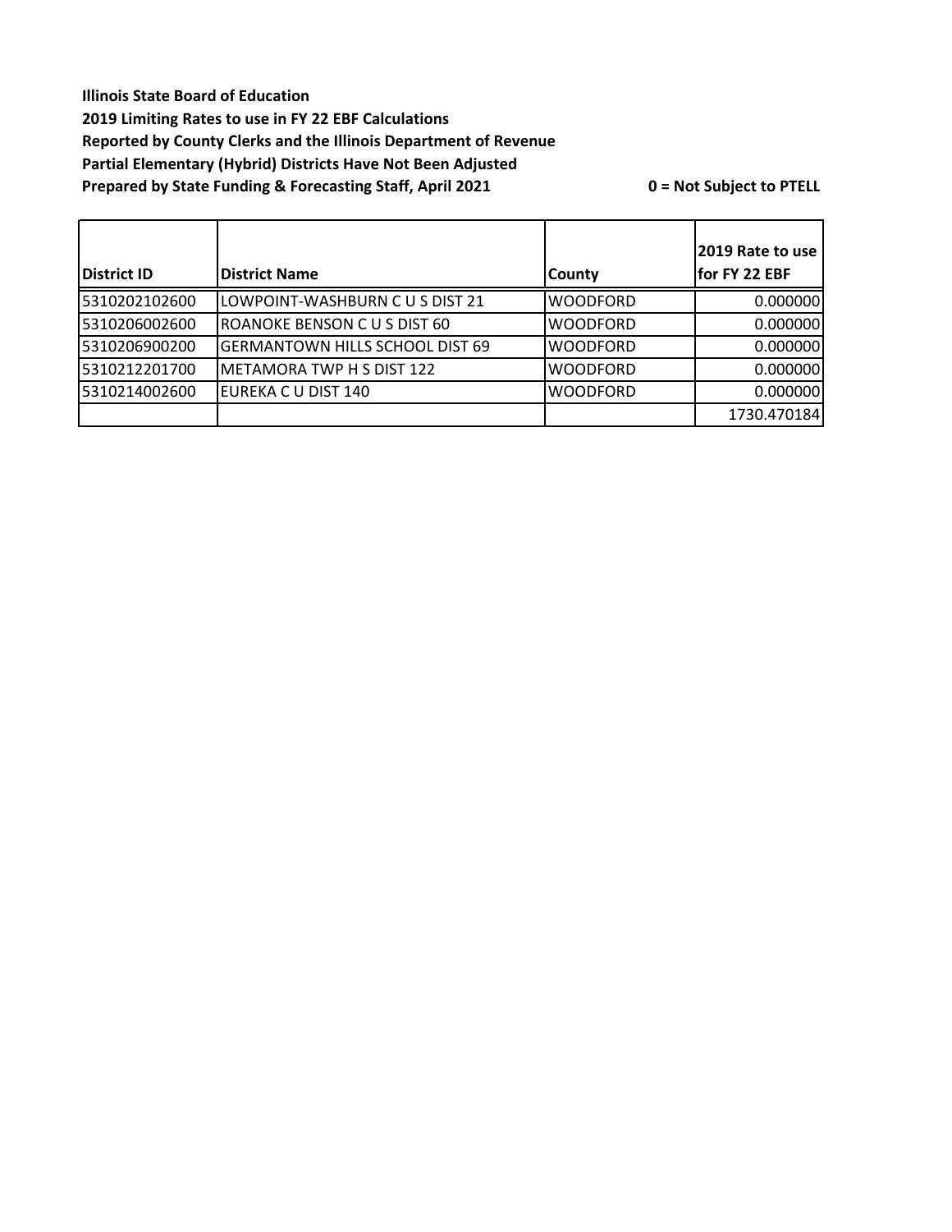**Illinois State Board of Education**
**2019 Limiting Rates to use in FY 22 EBF Calculations**
**Reported by County Clerks and the Illinois Department of Revenue**
**Partial Elementary (Hybrid) Districts Have Not Been Adjusted**
**Prepared by State Funding & Forecasting Staff, April 2021**

**0 = Not Subject to PTELL**

| District ID | District Name | County | 2019 Rate to use for FY 22 EBF |
|---|---|---|---|
| 5310202102600 | LOWPOINT-WASHBURN C U S DIST 21 | WOODFORD | 0.000000 |
| 5310206002600 | ROANOKE BENSON C U S DIST 60 | WOODFORD | 0.000000 |
| 5310206900200 | GERMANTOWN HILLS SCHOOL DIST 69 | WOODFORD | 0.000000 |
| 5310212201700 | METAMORA TWP H S DIST 122 | WOODFORD | 0.000000 |
| 5310214002600 | EUREKA C U DIST 140 | WOODFORD | 0.000000 |
| | | | 1730.470184 |